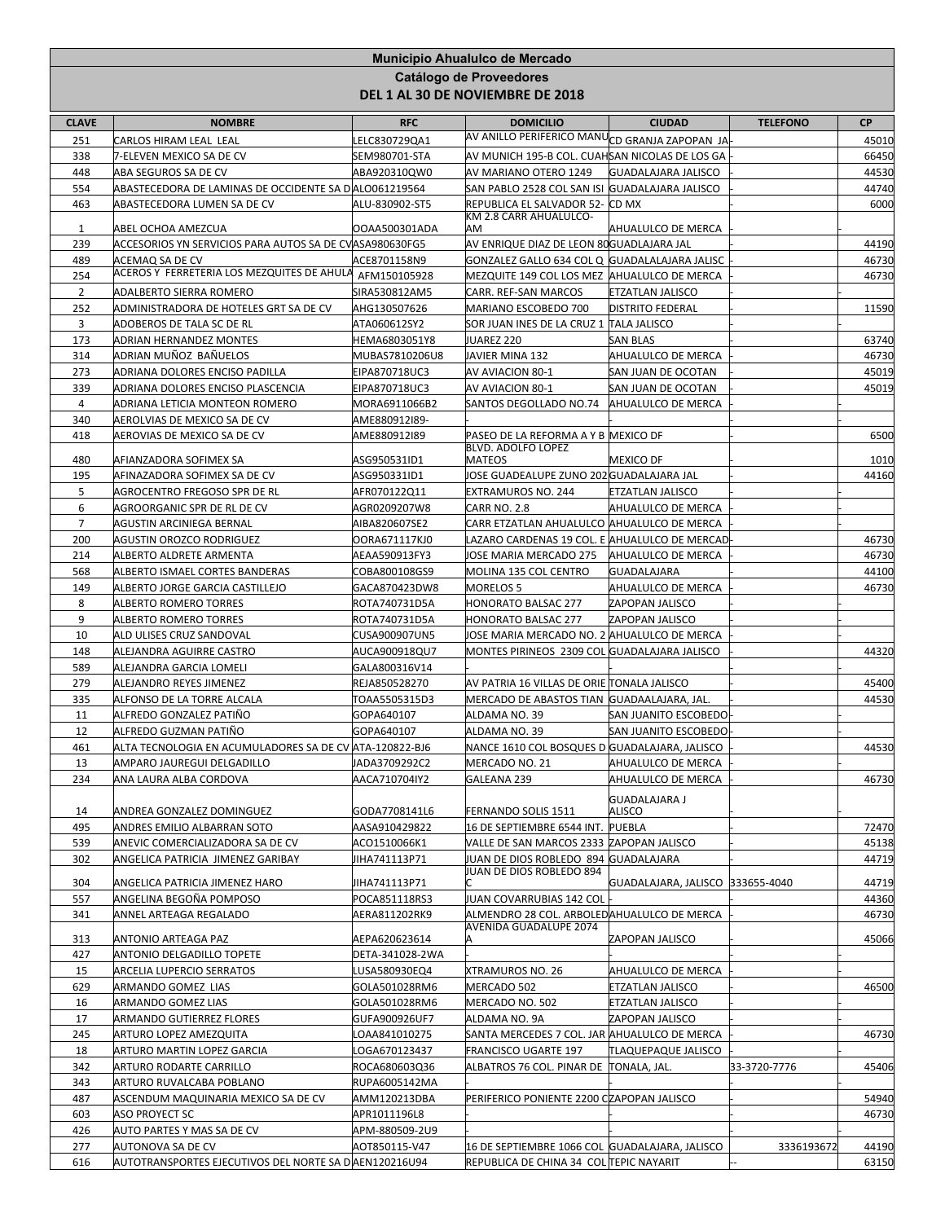# Municipio Ahualulco de Mercado

## Catálogo de Proveedores

## DEL 1 AL 30 DE NOVIEMBRE DE 2018

| CLAVE | NOMBRE | RFC | DOMICILIO | CIUDAD | TELEFONO | CP |
|---|---|---|---|---|---|---|
| 251 | CARLOS HIRAM LEAL LEAL | LELC830729QA1 | AV ANILLO PERIFERICO MANU | CD GRANJA ZAPOPAN JA | - | 45010 |
| 338 | 7-ELEVEN MEXICO SA DE CV | SEM980701-STA | AV MUNICH 195-B COL. CUAH | SAN NICOLAS DE LOS GA | - | 66450 |
| 448 | ABA SEGUROS SA DE CV | ABA920310QW0 | AV MARIANO OTERO 1249 | GUADALAJARA JALISCO | - | 44530 |
| 554 | ABASTECEDORA DE LAMINAS DE OCCIDENTE SA D | ALO061219564 | SAN PABLO 2528 COL SAN ISI | GUADALAJARA JALISCO | - | 44740 |
| 463 | ABASTECEDORA LUMEN SA DE CV | ALU-830902-ST5 | REPUBLICA EL SALVADOR 52- | CD MX | - | 6000 |
| 1 | ABEL OCHOA AMEZCUA | OOAA500301ADA | KM 2.8 CARR AHUALULCO-AM | AHUALULCO DE MERCA | - | |
| 239 | ACCESORIOS YN SERVICIOS PARA AUTOS SA DE CV | ASA980630FG5 | AV ENRIQUE DIAZ DE LEON 80 | GUADLAJARA JAL | - | 44190 |
| 489 | ACEMAQ SA DE CV | ACE8701158N9 | GONZALEZ GALLO 634 COL Q | GUADALAJARA JALISC | - | 46730 |
| 254 | ACEROS Y FERRETERIA LOS MEZQUITES DE AHULA | AFM150105928 | MEZQUITE 149 COL LOS MEZ | AHUALULCO DE MERCA | - | 46730 |
| 2 | ADALBERTO SIERRA ROMERO | SIRA530812AM5 | CARR. REF-SAN MARCOS | ETZATLAN JALISCO | - | - |
| 252 | ADMINISTRADORA DE HOTELES GRT SA DE CV | AHG130507626 | MARIANO ESCOBEDO 700 | DISTRITO FEDERAL | - | 11590 |
| 3 | ADOBEROS DE TALA SC DE RL | ATA060612SY2 | SOR JUAN INES DE LA CRUZ 1 | TALA JALISCO | - | - |
| 173 | ADRIAN HERNANDEZ MONTES | HEMA6803051Y8 | JUAREZ 220 | SAN BLAS | - | 63740 |
| 314 | ADRIAN MUÑOZ BAÑUELOS | MUBAS7810206U8 | JAVIER MINA 132 | AHUALULCO DE MERCA | - | 46730 |
| 273 | ADRIANA DOLORES ENCISO PADILLA | EIPA870718UC3 | AV AVIACION 80-1 | SAN JUAN DE OCOTAN | - | 45019 |
| 339 | ADRIANA DOLORES ENCISO PLASCENCIA | EIPA870718UC3 | AV AVIACION 80-1 | SAN JUAN DE OCOTAN | - | 45019 |
| 4 | ADRIANA LETICIA MONTEON ROMERO | MORA6911066B2 | SANTOS DEGOLLADO NO.74 | AHUALULCO DE MERCA | - | - |
| 340 | AEROLVIAS DE MEXICO SA DE CV | AME880912I89- | - | - | - | - |
| 418 | AEROVIAS DE MEXICO SA DE CV | AME880912I89 | PASEO DE LA REFORMA A Y B | MEXICO DF | - | 6500 |
| 480 | AFIANZADORA SOFIMEX SA | ASG950531ID1 | BLVD. ADOLFO LOPEZ MATEOS | MEXICO DF | - | 1010 |
| 195 | AFINAZADORA SOFIMEX SA DE CV | ASG950331ID1 | JOSE GUADEALUPE ZUNO 202 | GUADALAJARA JAL | - | 44160 |
| 5 | AGROCENTRO FREGOSO SPR DE RL | AFR070122Q11 | EXTRAMUROS NO. 244 | ETZATLAN JALISCO | - | - |
| 6 | AGROORGANIC SPR DE RL DE CV | AGR0209207W8 | CARR NO. 2.8 | AHUALULCO DE MERCA | - | - |
| 7 | AGUSTIN ARCINIEGA BERNAL | AIBA820607SE2 | CARR ETZATLAN AHUALULCO | AHUALULCO DE MERCA | - | - |
| 200 | AGUSTIN OROZCO RODRIGUEZ | OORA671117KJ0 | LAZARO CARDENAS 19 COL. E | AHUALULCO DE MERCAD | - | 46730 |
| 214 | ALBERTO ALDRETE ARMENTA | AEAA590913FY3 | JOSE MARIA MERCADO 275 | AHUALULCO DE MERCA | - | 46730 |
| 568 | ALBERTO ISMAEL CORTES BANDERAS | COBA800108GS9 | MOLINA 135 COL CENTRO | GUADALAJARA | - | 44100 |
| 149 | ALBERTO JORGE GARCIA CASTILLEJO | GACA870423DW8 | MORELOS 5 | AHUALULCO DE MERCA | - | 46730 |
| 8 | ALBERTO ROMERO TORRES | ROTA740731D5A | HONORATO BALSAC 277 | ZAPOPAN JALISCO | - | - |
| 9 | ALBERTO ROMERO TORRES | ROTA740731D5A | HONORATO BALSAC 277 | ZAPOPAN JALISCO | - | - |
| 10 | ALD ULISES CRUZ SANDOVAL | CUSA900907UN5 | JOSE MARIA MERCADO NO. 2 | AHUALULCO DE MERCA | - | - |
| 148 | ALEJANDRA AGUIRRE CASTRO | AUCA900918QU7 | MONTES PIRINEOS 2309 COL | GUADALAJARA JALISCO | - | 44320 |
| 589 | ALEJANDRA GARCIA LOMELI | GALA800316V14 | - | - | - | - |
| 279 | ALEJANDRO REYES JIMENEZ | REJA850528270 | AV PATRIA 16 VILLAS DE ORIE | TONALA JALISCO | - | 45400 |
| 335 | ALFONSO DE LA TORRE ALCALA | TOAA5505315D3 | MERCADO DE ABASTOS TIAN | GUADAALAJARA, JAL. | - | 44530 |
| 11 | ALFREDO GONZALEZ PATIÑO | GOPA640107 | ALDAMA NO. 39 | SAN JUANITO ESCOBEDO | - | - |
| 12 | ALFREDO GUZMAN PATIÑO | GOPA640107 | ALDAMA NO. 39 | SAN JUANITO ESCOBEDO | - | - |
| 461 | ALTA TECNOLOGIA EN ACUMULADORES SA DE CV | ATA-120822-BJ6 | NANCE 1610 COL BOSQUES D | GUADALAJARA, JALISCO | - | 44530 |
| 13 | AMPARO JAUREGUI DELGADILLO | JADA3709292C2 | MERCADO NO. 21 | AHUALULCO DE MERCA | - | - |
| 234 | ANA LAURA ALBA CORDOVA | AACA710704IY2 | GALEANA 239 | AHUALULCO DE MERCA | - | 46730 |
| 14 | ANDREA GONZALEZ DOMINGUEZ | GODA7708141L6 | FERNANDO SOLIS 1511 | GUADALAJARA JALISCO | - | - |
| 495 | ANDRES EMILIO ALBARRAN SOTO | AASA910429822 | 16 DE SEPTIEMBRE 6544 INT. | PUEBLA | - | 72470 |
| 539 | ANEVIC COMERCIALIZADORA SA DE CV | ACO1510066K1 | VALLE DE SAN MARCOS 2333 | ZAPOPAN JALISCO | - | 45138 |
| 302 | ANGELICA PATRICIA JIMENEZ GARIBAY | JIHA741113P71 | JUAN DE DIOS ROBLEDO 894 | GUADALAJARA | - | 44719 |
| 304 | ANGELICA PATRICIA JIMENEZ HARO | JIHA741113P71 | JUAN DE DIOS ROBLEDO 894 C | GUADALAJARA, JALISCO | 333655-4040 | 44719 |
| 557 | ANGELINA BEGOÑA POMPOSO | POCA851118RS3 | JUAN COVARRUBIAS 142 COL | - | - | 44360 |
| 341 | ANNEL ARTEAGA REGALADO | AERA811202RK9 | ALMENDRO 28 COL. ARBOLED | AHUALULCO DE MERCA | - | 46730 |
| 313 | ANTONIO ARTEAGA PAZ | AEPA620623614 | AVENIDA GUADALUPE 2074 A | ZAPOPAN JALISCO | - | 45066 |
| 427 | ANTONIO DELGADILLO TOPETE | DETA-341028-2WA | - | - | - | - |
| 15 | ARCELIA LUPERCIO SERRATOS | LUSA580930EQ4 | XTRAMUROS NO. 26 | AHUALULCO DE MERCA | - | - |
| 629 | ARMANDO GOMEZ LIAS | GOLA501028RM6 | MERCADO 502 | ETZATLAN JALISCO | - | 46500 |
| 16 | ARMANDO GOMEZ LIAS | GOLA501028RM6 | MERCADO NO. 502 | ETZATLAN JALISCO | - | - |
| 17 | ARMANDO GUTIERREZ FLORES | GUFA900926UF7 | ALDAMA NO. 9A | ZAPOPAN JALISCO | - | - |
| 245 | ARTURO LOPEZ AMEZQUITA | LOAA841010275 | SANTA MERCEDES 7 COL. JAR | AHUALULCO DE MERCA | - | 46730 |
| 18 | ARTURO MARTIN LOPEZ GARCIA | LOGA670123437 | FRANCISCO UGARTE 197 | TLAQUEPAQUE JALISCO | - | - |
| 342 | ARTURO RODARTE CARRILLO | ROCA680603Q36 | ALBATROS 76 COL. PINAR DE | TONALA, JAL. | 33-3720-7776 | 45406 |
| 343 | ARTURO RUVALCABA POBLANO | RUPA6005142MA | - | - | - | - |
| 487 | ASCENDUM MAQUINARIA MEXICO SA DE CV | AMM120213DBA | PERIFERICO PONIENTE 2200 C | ZAPOPAN JALISCO | - | 54940 |
| 603 | ASO PROYECT SC | APR1011196L8 | - | - | - | 46730 |
| 426 | AUTO PARTES Y MAS SA DE CV | APM-880509-2U9 | - | - | - | - |
| 277 | AUTONOVA SA DE CV | AOT850115-V47 | 16 DE SEPTIEMBRE 1066 COL | GUADALAJARA, JALISCO | 3336193672 | 44190 |
| 616 | AUTOTRANSPORTES EJECUTIVOS DEL NORTE SA D | AEN120216U94 | REPUBLICA DE CHINA 34 COL | TEPIC NAYARIT | -- | 63150 |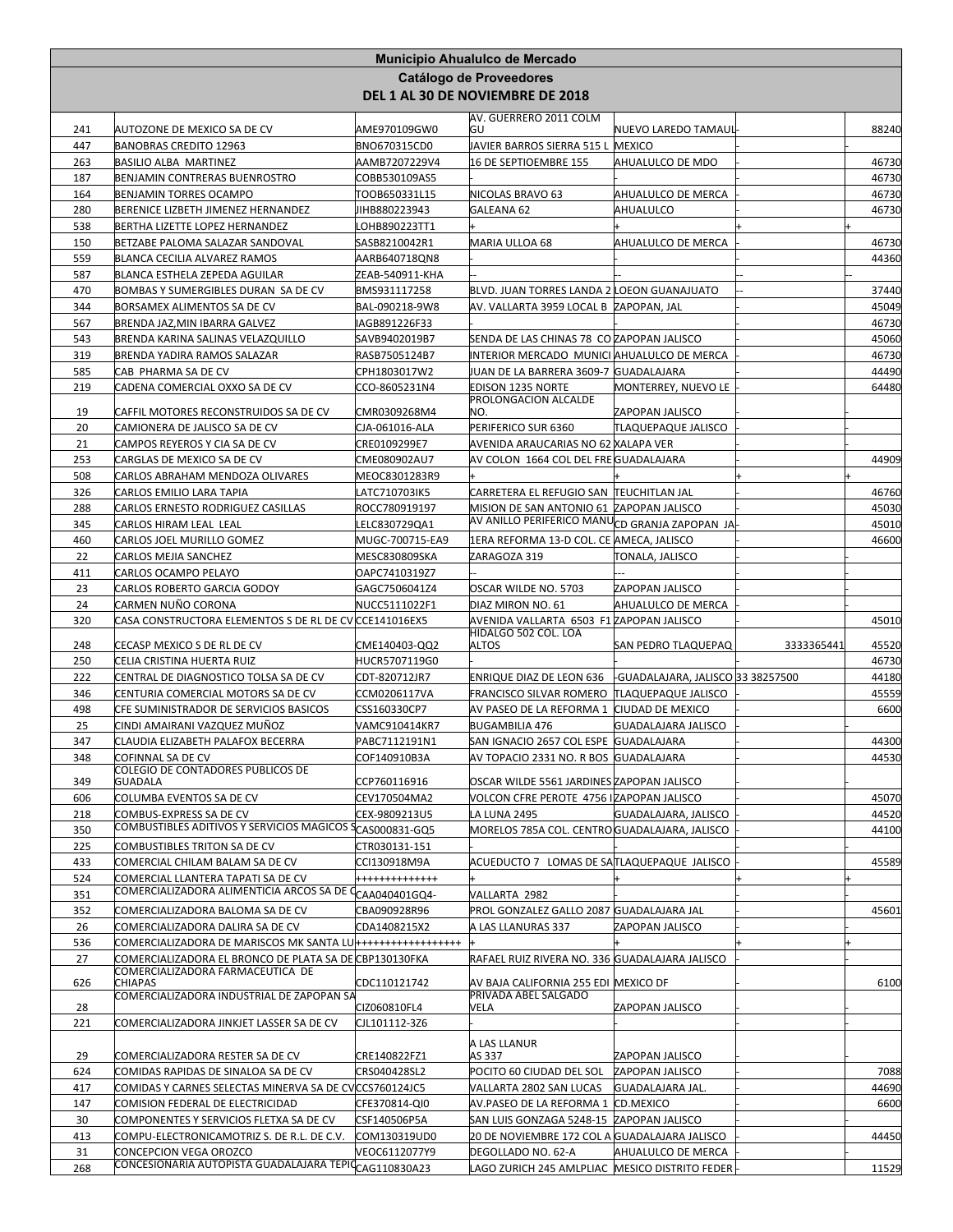# Municipio Ahualulco de Mercado

## Catálogo de Proveedores

## DEL 1 AL 30 DE NOVIEMBRE DE 2018

| | | | | | | |
|---|---|---|---|---|---|---|
| 241 | AUTOZONE DE MEXICO SA DE CV | AME970109GW0 | AV. GUERRERO 2011 COLM GU | NUEVO LAREDO TAMAUL | - | 88240 |
| 447 | BANOBRAS CREDITO 12963 | BNO670315CD0 | JAVIER BARROS SIERRA 515 L | MEXICO | - | - |
| 263 | BASILIO ALBA MARTINEZ | AAMB7207229V4 | 16 DE SEPTIOEMBRE 155 | AHUALULCO DE MDO | - | 46730 |
| 187 | BENJAMIN CONTRERAS BUENROSTRO | COBB530109AS5 | - | - | - | 46730 |
| 164 | BENJAMIN TORRES OCAMPO | TOOB650331L15 | NICOLAS BRAVO 63 | AHUALULCO DE MERCA | - | 46730 |
| 280 | BERENICE LIZBETH JIMENEZ HERNANDEZ | JIHB880223943 | GALEANA 62 | AHUALULCO | - | 46730 |
| 538 | BERTHA LIZETTE LOPEZ HERNANDEZ | LOHB890223TT1 | + | + | + | + |
| 150 | BETZABE PALOMA SALAZAR SANDOVAL | SASB8210042R1 | MARIA ULLOA 68 | AHUALULCO DE MERCA | - | 46730 |
| 559 | BLANCA CECILIA ALVAREZ RAMOS | AARB640718QN8 | - | - | - | 44360 |
| 587 | BLANCA ESTHELA ZEPEDA AGUILAR | ZEAB-540911-KHA | -- | -- | -- | -- |
| 470 | BOMBAS Y SUMERGIBLES DURAN SA DE CV | BMS931117258 | BLVD. JUAN TORRES LANDA 2 | LOEON GUANAJUATO | -- | 37440 |
| 344 | BORSAMEX ALIMENTOS SA DE CV | BAL-090218-9W8 | AV. VALLARTA 3959 LOCAL B | ZAPOPAN, JAL | - | 45049 |
| 567 | BRENDA JAZ,MIN IBARRA GALVEZ | IAGB891226F33 | - | - | - | 46730 |
| 543 | BRENDA KARINA SALINAS VELAZQUILLO | SAVB9402019B7 | SENDA DE LAS CHINAS 78 CO | ZAPOPAN JALISCO | - | 45060 |
| 319 | BRENDA YADIRA RAMOS SALAZAR | RASB7505124B7 | INTERIOR MERCADO MUNICI | AHUALULCO DE MERCA | - | 46730 |
| 585 | CAB PHARMA SA DE CV | CPH1803017W2 | JUAN DE LA BARRERA 3609-7 | GUADALAJARA | - | 44490 |
| 219 | CADENA COMERCIAL OXXO SA DE CV | CCO-8605231N4 | EDISON 1235 NORTE | MONTERREY, NUEVO LE | - | 64480 |
| 19 | CAFFIL MOTORES RECONSTRUIDOS SA DE CV | CMR0309268M4 | PROLONGACION ALCALDE NO. | ZAPOPAN JALISCO | - | - |
| 20 | CAMIONERA DE JALISCO SA DE CV | CJA-061016-ALA | PERIFERICO SUR 6360 | TLAQUEPAQUE JALISCO | - | |
| 21 | CAMPOS REYEROS Y CIA SA DE CV | CRE0109299E7 | AVENIDA ARAUCARIAS NO 62 | XALAPA VER | - | - |
| 253 | CARGLAS DE MEXICO SA DE CV | CME080902AU7 | AV COLON 1664 COL DEL FRE | GUADALAJARA | - | 44909 |
| 508 | CARLOS ABRAHAM MENDOZA OLIVARES | MEOC8301283R9 | + | + | + | + |
| 326 | CARLOS EMILIO LARA TAPIA | LATC710703IK5 | CARRETERA EL REFUGIO SAN | TEUCHITLAN JAL | - | 46760 |
| 288 | CARLOS ERNESTO RODRIGUEZ CASILLAS | ROCC780919197 | MISION DE SAN ANTONIO 61 | ZAPOPAN JALISCO | - | 45030 |
| 345 | CARLOS HIRAM LEAL LEAL | LELC830729QA1 | AV ANILLO PERIFERICO MANU | CD GRANJA ZAPOPAN JA | - | 45010 |
| 460 | CARLOS JOEL MURILLO GOMEZ | MUGC-700715-EA9 | 1ERA REFORMA 13-D COL. CE | AMECA, JALISCO | - | 46600 |
| 22 | CARLOS MEJIA SANCHEZ | MESC830809SKA | ZARAGOZA 319 | TONALA, JALISCO | - | - |
| 411 | CARLOS OCAMPO PELAYO | OAPC7410319Z7 | -- | --- | - | - |
| 23 | CARLOS ROBERTO GARCIA GODOY | GAGC7506041Z4 | OSCAR WILDE NO. 5703 | ZAPOPAN JALISCO | - | - |
| 24 | CARMEN NUÑO CORONA | NUCC5111022F1 | DIAZ MIRON NO. 61 | AHUALULCO DE MERCA | - | - |
| 320 | CASA CONSTRUCTORA ELEMENTOS S DE RL DE CV | CCE141016EX5 | AVENIDA VALLARTA 6503 F1 | ZAPOPAN JALISCO | - | 45010 |
| 248 | CECASP MEXICO S DE RL DE CV | CME140403-QQ2 | HIDALGO 502 COL. LOA ALTOS | SAN PEDRO TLAQUEPAQ | 3333365441 | 45520 |
| 250 | CELIA CRISTINA HUERTA RUIZ | HUCR5707119G0 | | | | 46730 |
| 222 | CENTRAL DE DIAGNOSTICO TOLSA SA DE CV | CDT-820712JR7 | ENRIQUE DIAZ DE LEON 636 | -GUADALAJARA, JALISCO | 33 38257500 | 44180 |
| 346 | CENTURIA COMERCIAL MOTORS SA DE CV | CCM0206117VA | FRANCISCO SILVAR ROMERO | TLAQUEPAQUE JALISCO | - | 45559 |
| 498 | CFE SUMINISTRADOR DE SERVICIOS BASICOS | CSS160330CP7 | AV PASEO DE LA REFORMA 1 | CIUDAD DE MEXICO | - | 6600 |
| 25 | CINDI AMAIRANI VAZQUEZ MUÑOZ | VAMC910414KR7 | BUGAMBILIA 476 | GUADALAJARA JALISCO | - | - |
| 347 | CLAUDIA ELIZABETH PALAFOX BECERRA | PABC7112191N1 | SAN IGNACIO 2657 COL ESPE | GUADALAJARA | - | 44300 |
| 348 | COFINNAL SA DE CV | COF140910B3A | AV TOPACIO 2331 NO. R BOS | GUADALAJARA | - | 44530 |
| 349 | COLEGIO DE CONTADORES PUBLICOS DE GUADALA | CCP760116916 | OSCAR WILDE 5561 JARDINES | ZAPOPAN JALISCO | - | - |
| 606 | COLUMBA EVENTOS SA DE CV | CEV170504MA2 | VOLCON CFRE PEROTE 4756 I | ZAPOPAN JALISCO | - | 45070 |
| 218 | COMBUS-EXPRESS SA DE CV | CEX-9809213U5 | LA LUNA 2495 | GUADALAJARA, JALISCO | - | 44520 |
| 350 | COMBUSTIBLES ADITIVOS Y SERVICIOS MAGICOS S | CAS000831-GQ5 | MORELOS 785A COL. CENTRO | GUADALAJARA, JALISCO | - | 44100 |
| 225 | COMBUSTIBLES TRITON SA DE CV | CTR030131-151 | - | - | - | - |
| 433 | COMERCIAL CHILAM BALAM SA DE CV | CCI130918M9A | ACUEDUCTO 7 LOMAS DE SA | TLAQUEPAQUE JALISCO | - | 45589 |
| 524 | COMERCIAL LLANTERA TAPATI SA DE CV | ++++++++++++++ | + | + | + | + |
| 351 | COMERCIALIZADORA ALIMENTICIA ARCOS SA DE C | CAA040401GQ4- | VALLARTA 2982 | | - | - |
| 352 | COMERCIALIZADORA BALOMA SA DE CV | CBA090928R96 | PROL GONZALEZ GALLO 2087 | GUADALAJARA JAL | - | 45601 |
| 26 | COMERCIALIZADORA DALIRA SA DE CV | CDA1408215X2 | A LAS LLANURAS 337 | ZAPOPAN JALISCO | - | - |
| 536 | COMERCIALIZADORA DE MARISCOS MK SANTA LU | +++++++++++++++++ | + | + | + | + |
| 27 | COMERCIALIZADORA EL BRONCO DE PLATA SA DE | CBP130130FKA | RAFAEL RUIZ RIVERA NO. 336 | GUADALAJARA JALISCO | - | - |
| 626 | COMERCIALIZADORA FARMACEUTICA DE CHIAPAS | CDC110121742 | AV BAJA CALIFORNIA 255 EDI | MEXICO DF | - | 6100 |
| 28 | COMERCIALIZADORA INDUSTRIAL DE ZAPOPAN SA | CIZ060810FL4 | PRIVADA ABEL SALGADO VELA | ZAPOPAN JALISCO | - | - |
| 221 | COMERCIALIZADORA JINKJET LASSER SA DE CV | CJL101112-3Z6 | - | - | - | - |
| 29 | COMERCIALIZADORA RESTER SA DE CV | CRE140822FZ1 | A LAS LLANUR AS 337 | ZAPOPAN JALISCO | - | - |
| 624 | COMIDAS RAPIDAS DE SINALOA SA DE CV | CRS040428SL2 | POCITO 60 CIUDAD DEL SOL | ZAPOPAN JALISCO | - | 7088 |
| 417 | COMIDAS Y CARNES SELECTAS MINERVA SA DE CV | CCS760124JC5 | VALLARTA 2802 SAN LUCAS | GUADALAJARA JAL. | - | 44690 |
| 147 | COMISION FEDERAL DE ELECTRICIDAD | CFE370814-QI0 | AV.PASEO DE LA REFORMA 1 | CD.MEXICO | - | 6600 |
| 30 | COMPONENTES Y SERVICIOS FLETXA SA DE CV | CSF140506P5A | SAN LUIS GONZAGA 5248-15 | ZAPOPAN JALISCO | - | - |
| 413 | COMPU-ELECTRONICAMOTRIZ S. DE R.L. DE C.V. | COM130319UD0 | 20 DE NOVIEMBRE 172 COL A | GUADALAJARA JALISCO | - | 44450 |
| 31 | CONCEPCION VEGA OROZCO | VEOC6112077Y9 | DEGOLLADO NO. 62-A | AHUALULCO DE MERCA | - | - |
| 268 | CONCESIONARIA AUTOPISTA GUADALAJARA TEPIC | CAG110830A23 | LAGO ZURICH 245 AMLPLIAC | MESICO DISTRITO FEDER | - | 11529 |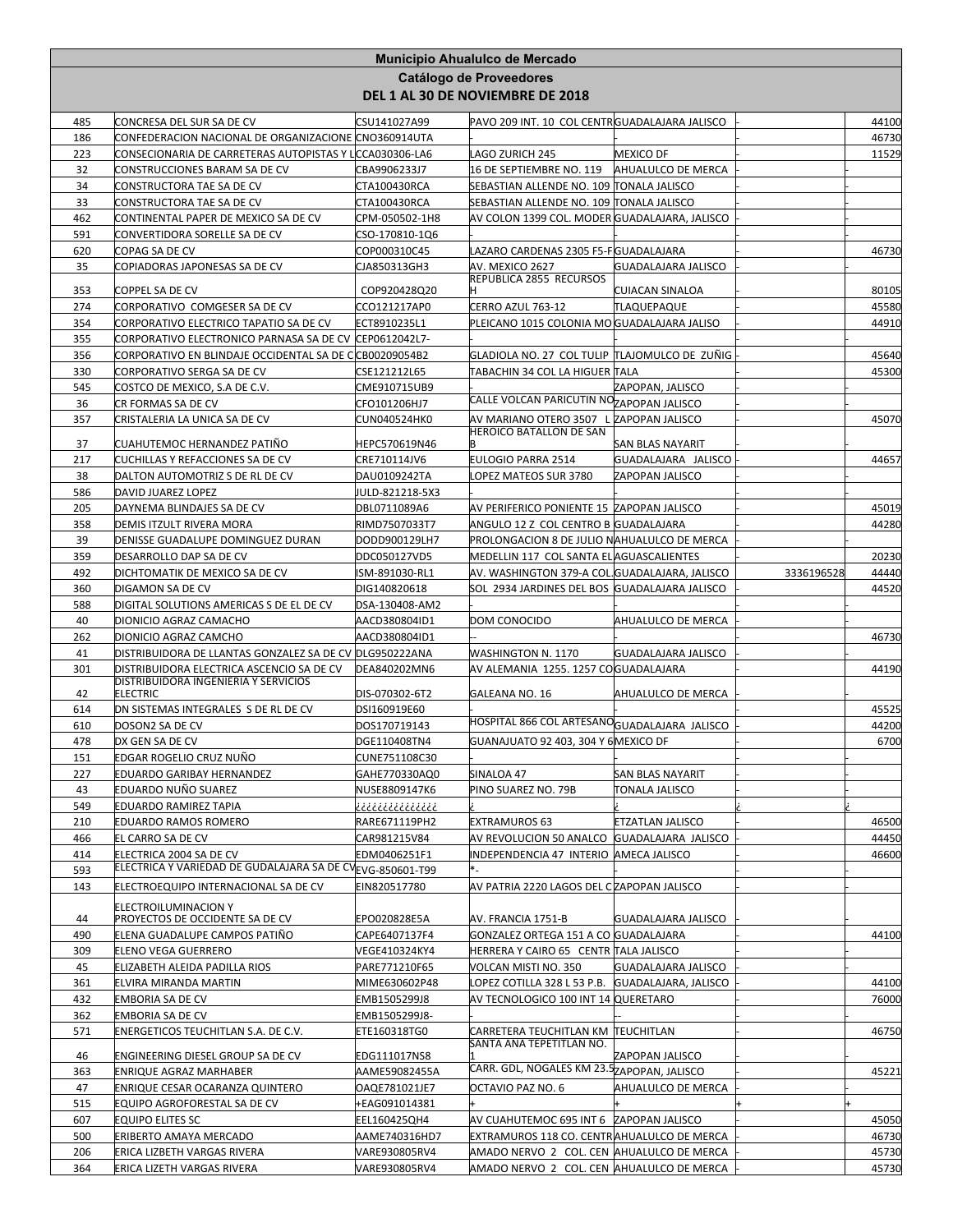# Municipio Ahualulco de Mercado

## Catálogo de Proveedores

## DEL 1 AL 30 DE NOVIEMBRE DE 2018

| | | | | | | | |
|---|---|---|---|---|---|---|---|
| 485 | CONCRESA DEL SUR SA DE CV | CSU141027A99 | PAVO 209 INT. 10 COL CENTR | GUADALAJARA JALISCO | - | | 44100 |
| 186 | CONFEDERACION NACIONAL DE ORGANIZACIONE | CNO360914UTA | | - | - | | 46730 |
| 223 | CONSECIONARIA DE CARRETERAS AUTOPISTAS Y L | CCA030306-LA6 | LAGO ZURICH 245 | MEXICO DF | - | | 11529 |
| 32 | CONSTRUCCIONES BARAM SA DE CV | CBA9906233J7 | 16 DE SEPTIEMBRE NO. 119 | AHUALULCO DE MERCA | - | - | |
| 34 | CONSTRUCTORA TAE SA DE CV | CTA100430RCA | SEBASTIAN ALLENDE NO. 109 | TONALA JALISCO | - | - | |
| 33 | CONSTRUCTORA TAE SA DE CV | CTA100430RCA | SEBASTIAN ALLENDE NO. 109 | TONALA JALISCO | - | - | |
| 462 | CONTINENTAL PAPER DE MEXICO SA DE CV | CPM-050502-1H8 | AV COLON 1399 COL. MODER | GUADALAJARA, JALISCO | - | | |
| 591 | CONVERTIDORA SORELLE SA DE CV | CSO-170810-1Q6 | | - | - | | |
| 620 | COPAG SA DE CV | COP000310C45 | LAZARO CARDENAS 2305 F5-F | GUADALAJARA | - | | 46730 |
| 35 | COPIADORAS JAPONESAS SA DE CV | CJA850313GH3 | AV. MEXICO 2627 | GUADALAJARA JALISCO | - | - | |
| 353 | COPPEL SA DE CV | COP920428Q20 | REPUBLICA 2855 RECURSOS H | CUIACAN SINALOA | - | | 80105 |
| 274 | CORPORATIVO COMGESER SA DE CV | CCO121217AP0 | CERRO AZUL 763-12 | TLAQUEPAQUE | - | | 45580 |
| 354 | CORPORATIVO ELECTRICO TAPATIO SA DE CV | ECT8910235L1 | PLEICANO 1015 COLONIA MO | GUADALAJARA JALISO | - | | 44910 |
| 355 | CORPORATIVO ELECTRONICO PARNASA SA DE CV | CEP0612042L7- | | - | - | - | |
| 356 | CORPORATIVO EN BLINDAJE OCCIDENTAL SA DE C | CB00209054B2 | GLADIOLA NO. 27 COL TULIP | TLAJOMULCO DE ZUÑIG | - | | 45640 |
| 330 | CORPORATIVO SERGA SA DE CV | CSE121212L65 | TABACHIN 34 COL LA HIGUER | TALA | - | | 45300 |
| 545 | COSTCO DE MEXICO, S.A DE C.V. | CME910715UB9 | | ZAPOPAN, JALISCO | - | | |
| 36 | CR FORMAS SA DE CV | CFO101206HJ7 | CALLE VOLCAN PARICUTIN NO | ZAPOPAN JALISCO | - | - | |
| 357 | CRISTALERIA LA UNICA SA DE CV | CUN040524HK0 | AV MARIANO OTERO 3507 L | ZAPOPAN JALISCO | - | | 45070 |
| 37 | CUAHUTEMOC HERNANDEZ PATIÑO | HEPC570619N46 | HEROICO BATALLON DE SAN B | SAN BLAS NAYARIT | - | - | |
| 217 | CUCHILLAS Y REFACCIONES SA DE CV | CRE710114JV6 | EULOGIO PARRA 2514 | GUADALAJARA JALISCO | - | | 44657 |
| 38 | DALTON AUTOMOTRIZ S DE RL DE CV | DAU0109242TA | LOPEZ MATEOS SUR 3780 | ZAPOPAN JALISCO | - | - | |
| 586 | DAVID JUAREZ LOPEZ | JULD-821218-5X3 | | - | - | | |
| 205 | DAYNEMA BLINDAJES SA DE CV | DBL0711089A6 | AV PERIFERICO PONIENTE 15 | ZAPOPAN JALISCO | - | | 45019 |
| 358 | DEMIS ITZULT RIVERA MORA | RIMD7507033T7 | ANGULO 12 Z COL CENTRO B | GUADALAJARA | - | | 44280 |
| 39 | DENISSE GUADALUPE DOMINGUEZ DURAN | DODD900129LH7 | PROLONGACION 8 DE JULIO N | AHUALULCO DE MERCA | - | - | |
| 359 | DESARROLLO DAP SA DE CV | DDC050127VD5 | MEDELLIN 117 COL SANTA EL | AGUASCALIENTES | - | | 20230 |
| 492 | DICHTOMATIK DE MEXICO SA DE CV | ISM-891030-RL1 | AV. WASHINGTON 379-A COL. | GUADALAJARA, JALISCO | | 3336196528 | 44440 |
| 360 | DIGAMON SA DE CV | DIG140820618 | SOL 2934 JARDINES DEL BOS | GUADALAJARA JALISCO | - | | 44520 |
| 588 | DIGITAL SOLUTIONS AMERICAS S DE EL DE CV | DSA-130408-AM2 | | - | - | - | |
| 40 | DIONICIO AGRAZ CAMACHO | AACD380804ID1 | DOM CONOCIDO | AHUALULCO DE MERCA | - | - | |
| 262 | DIONICIO AGRAZ CAMCHO | AACD380804ID1 | -- | | - | | 46730 |
| 41 | DISTRIBUIDORA DE LLANTAS GONZALEZ SA DE CV | DLG950222ANA | WASHINGTON N. 1170 | GUADALAJARA JALISCO | - | - | |
| 301 | DISTRIBUIDORA ELECTRICA ASCENCIO SA DE CV | DEA840202MN6 | AV ALEMANIA 1255. 1257 CO | GUADALAJARA | - | | 44190 |
| 42 | DISTRIBUIDORA INGENIERIA Y SERVICIOS ELECTRIC | DIS-070302-6T2 | GALEANA NO. 16 | AHUALULCO DE MERCA | - | - | |
| 614 | DN SISTEMAS INTEGRALES S DE RL DE CV | DSI160919E60 | | - | - | | 45525 |
| 610 | DOSON2 SA DE CV | DOS170719143 | HOSPITAL 866 COL ARTESANO | GUADALAJARA JALISCO | - | | 44200 |
| 478 | DX GEN SA DE CV | DGE110408TN4 | GUANAJUATO 92 403, 304 Y 6 | MEXICO DF | - | | 6700 |
| 151 | EDGAR ROGELIO CRUZ NUÑO | CUNE751108C30 | | - | - | | |
| 227 | EDUARDO GARIBAY HERNANDEZ | GAHE770330AQ0 | SINALOA 47 | SAN BLAS NAYARIT | - | - | |
| 43 | EDUARDO NUÑO SUAREZ | NUSE8809147K6 | PINO SUAREZ NO. 79B | TONALA JALISCO | - | - | |
| 549 | EDUARDO RAMIREZ TAPIA | ¿¿¿¿¿¿¿¿¿¿¿¿¿¿ | ¿ | ¿ | | ¿ | |
| 210 | EDUARDO RAMOS ROMERO | RARE671119PH2 | EXTRAMUROS 63 | ETZATLAN JALISCO | - | | 46500 |
| 466 | EL CARRO SA DE CV | CAR981215V84 | AV REVOLUCION 50 ANALCO | GUADALAJARA JALISCO | - | | 44450 |
| 414 | ELECTRICA 2004 SA DE CV | EDM0406251F1 | INDEPENDENCIA 47 INTERIO | AMECA JALISCO | - | | 46600 |
| 593 | ELECTRICA Y VARIEDAD DE GUDALAJARA SA DE CV | EVG-850601-T99 | *- | | - | | |
| 143 | ELECTROEQUIPO INTERNACIONAL SA DE CV | EIN820517780 | AV PATRIA 2220 LAGOS DEL C | ZAPOPAN JALISCO | - | - | |
| 44 | ELECTROILUMINACION Y PROYECTOS DE OCCIDENTE SA DE CV | EPO020828E5A | AV. FRANCIA 1751-B | GUADALAJARA JALISCO | - | - | |
| 490 | ELENA GUADALUPE CAMPOS PATIÑO | CAPE6407137F4 | GONZALEZ ORTEGA 151 A CO | GUADALAJARA | - | | 44100 |
| 309 | ELENO VEGA GUERRERO | VEGE410324KY4 | HERRERA Y CAIRO 65 CENTR | TALA JALISCO | - | - | |
| 45 | ELIZABETH ALEIDA PADILLA RIOS | PARE771210F65 | VOLCAN MISTI NO. 350 | GUADALAJARA JALISCO | - | - | |
| 361 | ELVIRA MIRANDA MARTIN | MIME630602P48 | LOPEZ COTILLA 328 L 53 P.B. | GUADALAJARA, JALISCO | - | | 44100 |
| 432 | EMBORIA SA DE CV | EMB1505299J8 | AV TECNOLOGICO 100 INT 14 | QUERETARO | - | | 76000 |
| 362 | EMBORIA SA DE CV | EMB1505299J8- | | -- | - | - | |
| 571 | ENERGETICOS TEUCHITLAN S.A. DE C.V. | ETE160318TG0 | CARRETERA TEUCHITLAN KM | TEUCHITLAN | - | | 46750 |
| 46 | ENGINEERING DIESEL GROUP SA DE CV | EDG111017NS8 | SANTA ANA TEPETITLAN NO. 1 | ZAPOPAN JALISCO | - | - | |
| 363 | ENRIQUE AGRAZ MARHABER | AAME59082455A | CARR. GDL, NOGALES KM 23.5 | ZAPOPAN, JALISCO | - | | 45221 |
| 47 | ENRIQUE CESAR OCARANZA QUINTERO | OAQE781021JE7 | OCTAVIO PAZ NO. 6 | AHUALULCO DE MERCA | - | - | |
| 515 | EQUIPO AGROFORESTAL SA DE CV | +EAG091014381 | + | + | + | | + |
| 607 | EQUIPO ELITES SC | EEL160425QH4 | AV CUAHUTEMOC 695 INT 6 | ZAPOPAN JALISCO | - | | 45050 |
| 500 | ERIBERTO AMAYA MERCADO | AAME740316HD7 | EXTRAMUROS 118 CO. CENTR | AHUALULCO DE MERCA | - | | 46730 |
| 206 | ERICA LIZBETH VARGAS RIVERA | VARE930805RV4 | AMADO NERVO 2 COL. CEN | AHUALULCO DE MERCA | - | | 45730 |
| 364 | ERICA LIZETH VARGAS RIVERA | VARE930805RV4 | AMADO NERVO 2 COL. CEN | AHUALULCO DE MERCA | - | | 45730 |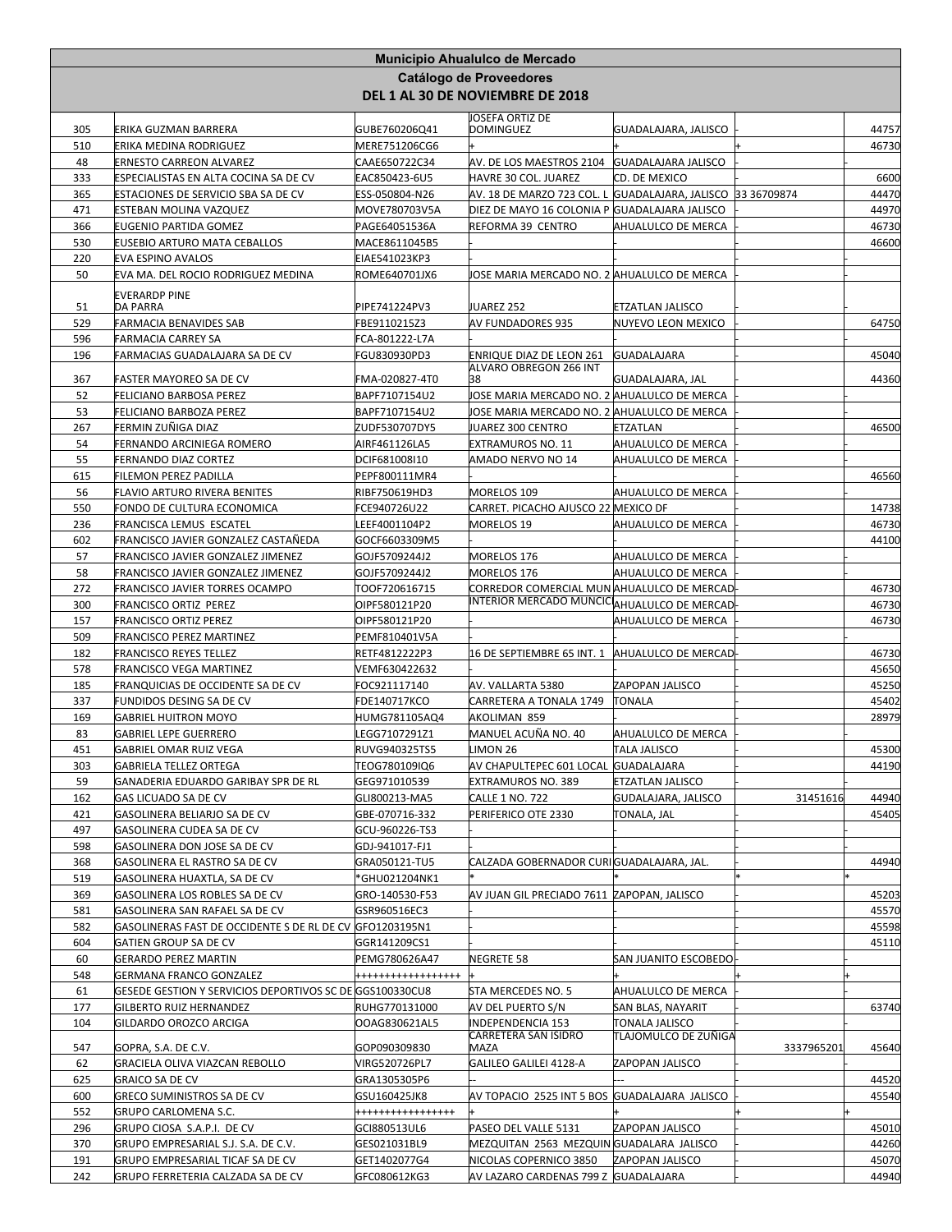| Municipio Ahualulco de Mercado | | | | | | |
|---|---|---|---|---|---|---|
| Catálogo de Proveedores | | | | | | |
| DEL 1 AL 30 DE NOVIEMBRE DE 2018 | | | | | | |
| 305 | ERIKA GUZMAN BARRERA | GUBE760206Q41 | JOSEFA ORTIZ DE DOMINGUEZ | GUADALAJARA, JALISCO | - | 44757 |
| 510 | ERIKA MEDINA RODRIGUEZ | MERE751206CG6 | + | + | + | 46730 |
| 48 | ERNESTO CARREON ALVAREZ | CAAE650722C34 | AV. DE LOS MAESTROS 2104 | GUADALAJARA JALISCO | - | - |
| 333 | ESPECIALISTAS EN ALTA COCINA SA DE CV | EAC850423-6U5 | HAVRE 30 COL. JUAREZ | CD. DE MEXICO | - | 6600 |
| 365 | ESTACIONES DE SERVICIO SBA SA DE CV | ESS-050804-N26 | AV. 18 DE MARZO 723 COL. L | GUADALAJARA, JALISCO | 33 36709874 | 44470 |
| 471 | ESTEBAN MOLINA VAZQUEZ | MOVE780703V5A | DIEZ DE MAYO 16 COLONIA P | GUADALAJARA JALISCO | - | 44970 |
| 366 | EUGENIO PARTIDA GOMEZ | PAGE64051536A | REFORMA 39 CENTRO | AHUALULCO DE MERCA | - | 46730 |
| 530 | EUSEBIO ARTURO MATA CEBALLOS | MACE8611045B5 | - | | - | 46600 |
| 220 | EVA ESPINO AVALOS | EIAE541023KP3 | - | | - | - |
| 50 | EVA MA. DEL ROCIO RODRIGUEZ MEDINA | ROME640701JX6 | JOSE MARIA MERCADO NO. 2 | AHUALULCO DE MERCA | - | |
| 51 | EVERARDP PINE DA PARRA | PIPE741224PV3 | JUAREZ 252 | ETZATLAN JALISCO | - | |
| 529 | FARMACIA BENAVIDES SAB | FBE9110215Z3 | AV FUNDADORES 935 | NUYEVO LEON MEXICO | - | 64750 |
| 596 | FARMACIA CARREY SA | FCA-801222-L7A | - | | - | - |
| 196 | FARMACIAS GUADALAJARA SA DE CV | FGU830930PD3 | ENRIQUE DIAZ DE LEON 261 | GUADALAJARA | - | 45040 |
| 367 | FASTER MAYOREO SA DE CV | FMA-020827-4T0 | ALVARO OBREGON 266 INT 38 | GUADALAJARA, JAL | - | 44360 |
| 52 | FELICIANO BARBOSA PEREZ | BAPF7107154U2 | JOSE MARIA MERCADO NO. 2 | AHUALULCO DE MERCA | - | |
| 53 | FELICIANO BARBOZA PEREZ | BAPF7107154U2 | JOSE MARIA MERCADO NO. 2 | AHUALULCO DE MERCA | - | |
| 267 | FERMIN ZUÑIGA DIAZ | ZUDF530707DY5 | JUAREZ 300 CENTRO | ETZATLAN | - | 46500 |
| 54 | FERNANDO ARCINIEGA ROMERO | AIRF461126LA5 | EXTRAMUROS NO. 11 | AHUALULCO DE MERCA | - | - |
| 55 | FERNANDO DIAZ CORTEZ | DCIF681008I10 | AMADO NERVO NO 14 | AHUALULCO DE MERCA | - | |
| 615 | FILEMON PEREZ PADILLA | PEPF800111MR4 | - | | - | 46560 |
| 56 | FLAVIO ARTURO RIVERA BENITES | RIBF750619HD3 | MORELOS 109 | AHUALULCO DE MERCA | - | |
| 550 | FONDO DE CULTURA ECONOMICA | FCE940726U22 | CARRET. PICACHO AJUSCO 22 | MEXICO DF | - | 14738 |
| 236 | FRANCISCA LEMUS ESCATEL | LEEF4001104P2 | MORELOS 19 | AHUALULCO DE MERCA | - | 46730 |
| 602 | FRANCISCO JAVIER GONZALEZ CASTAÑEDA | GOCF6603309M5 | - | | - | 44100 |
| 57 | FRANCISCO JAVIER GONZALEZ JIMENEZ | GOJF5709244J2 | MORELOS 176 | AHUALULCO DE MERCA | - | |
| 58 | FRANCISCO JAVIER GONZALEZ JIMENEZ | GOJF5709244J2 | MORELOS 176 | AHUALULCO DE MERCA | - | |
| 272 | FRANCISCO JAVIER TORRES OCAMPO | TOOF720616715 | CORREDOR COMERCIAL MUN | AHUALULCO DE MERCAD | - | 46730 |
| 300 | FRANCISCO ORTIZ PEREZ | OIPF580121P20 | INTERIOR MERCADO MUNCIC | AHUALULCO DE MERCAD | - | 46730 |
| 157 | FRANCISCO ORTIZ PEREZ | OIPF580121P20 | | AHUALULCO DE MERCA | - | 46730 |
| 509 | FRANCISCO PEREZ MARTINEZ | PEMF810401V5A | - | | - | |
| 182 | FRANCISCO REYES TELLEZ | RETF4812222P3 | 16 DE SEPTIEMBRE 65 INT. 1 | AHUALULCO DE MERCAD | - | 46730 |
| 578 | FRANCISCO VEGA MARTINEZ | VEMF630422632 | - | | - | 45650 |
| 185 | FRANQUICIAS DE OCCIDENTE SA DE CV | FOC921117140 | AV. VALLARTA 5380 | ZAPOPAN JALISCO | - | 45250 |
| 337 | FUNDIDOS DESING SA DE CV | FDE140717KCO | CARRETERA A TONALA 1749 | TONALA | - | 45402 |
| 169 | GABRIEL HUITRON MOYO | HUMG781105AQ4 | AKOLIMAN 859 | | - | 28979 |
| 83 | GABRIEL LEPE GUERRERO | LEGG7107291Z1 | MANUEL ACUÑA NO. 40 | AHUALULCO DE MERCA | - | |
| 451 | GABRIEL OMAR RUIZ VEGA | RUVG940325TS5 | LIMON 26 | TALA JALISCO | - | 45300 |
| 303 | GABRIELA TELLEZ ORTEGA | TEOG780109IQ6 | AV CHAPULTEPEC 601 LOCAL | GUADALAJARA | - | 44190 |
| 59 | GANADERIA EDUARDO GARIBAY SPR DE RL | GEG971010539 | EXTRAMUROS NO. 389 | ETZATLAN JALISCO | - | |
| 162 | GAS LICUADO SA DE CV | GLI800213-MA5 | CALLE 1 NO. 722 | GUDALAJARA, JALISCO | 31451616 | 44940 |
| 421 | GASOLINERA BELIARJO SA DE CV | GBE-070716-332 | PERIFERICO OTE 2330 | TONALA, JAL | - | 45405 |
| 497 | GASOLINERA CUDEA SA DE CV | GCU-960226-TS3 | - | | - | |
| 598 | GASOLINERA DON JOSE SA DE CV | GDJ-941017-FJ1 | - | | - | - |
| 368 | GASOLINERA EL RASTRO SA DE CV | GRA050121-TU5 | CALZADA GOBERNADOR CURI | GUADALAJARA, JAL. | - | 44940 |
| 519 | GASOLINERA HUAXTLA, SA DE CV | *GHU021204NK1 | * | | * | * |
| 369 | GASOLINERA LOS ROBLES SA DE CV | GRO-140530-F53 | AV JUAN GIL PRECIADO 7611 | ZAPOPAN, JALISCO | - | 45203 |
| 581 | GASOLINERA SAN RAFAEL SA DE CV | GSR960516EC3 | - | | - | 45570 |
| 582 | GASOLINERAS FAST DE OCCIDENTE S DE RL DE CV | GFO1203195N1 | - | | - | 45598 |
| 604 | GATIEN GROUP SA DE CV | GGR141209CS1 | - | | - | 45110 |
| 60 | GERARDO PEREZ MARTIN | PEMG780626A47 | NEGRETE 58 | SAN JUANITO ESCOBEDO | - | |
| 548 | GERMANA FRANCO GONZALEZ | ++++++++++++++++++ | + | + | + | + |
| 61 | GESEDE GESTION Y SERVICIOS DEPORTIVOS SC DE | GGS100330CU8 | STA MERCEDES NO. 5 | AHUALULCO DE MERCA | - | - |
| 177 | GILBERTO RUIZ HERNANDEZ | RUHG770131000 | AV DEL PUERTO S/N | SAN BLAS, NAYARIT | - | 63740 |
| 104 | GILDARDO OROZCO ARCIGA | OOAG830621AL5 | INDEPENDENCIA 153 | TONALA JALISCO | - | |
| 547 | GOPRA, S.A. DE C.V. | GOP090309830 | CARRETERA SAN ISIDRO MAZA | TLAJOMULCO DE ZUÑIGA | 3337965201 | 45640 |
| 62 | GRACIELA OLIVA VIAZCAN REBOLLO | VIRG520726PL7 | GALILEO GALILEI 4128-A | ZAPOPAN JALISCO | - | |
| 625 | GRAICO SA DE CV | GRA1305305P6 | -- | --- | - | 44520 |
| 600 | GRECO SUMINISTROS SA DE CV | GSU160425JK8 | AV TOPACIO 2525 INT 5 BOS | GUADALAJARA JALISCO | - | 45540 |
| 552 | GRUPO CARLOMENA S.C. | ++++++++++++++++ | + | + | + | + |
| 296 | GRUPO CIOSA S.A.P.I. DE CV | GCI880513UL6 | PASEO DEL VALLE 5131 | ZAPOPAN JALISCO | - | 45010 |
| 370 | GRUPO EMPRESARIAL S.J. S.A. DE C.V. | GES021031BL9 | MEZQUITAN 2563 MEZQUIN | GUADALARA JALISCO | - | 44260 |
| 191 | GRUPO EMPRESARIAL TICAF SA DE CV | GET1402077G4 | NICOLAS COPERNICO 3850 | ZAPOPAN JALISCO | - | 45070 |
| 242 | GRUPO FERRETERIA CALZADA SA DE CV | GFC080612KG3 | AV LAZARO CARDENAS 799 Z | GUADALAJARA | - | 44940 |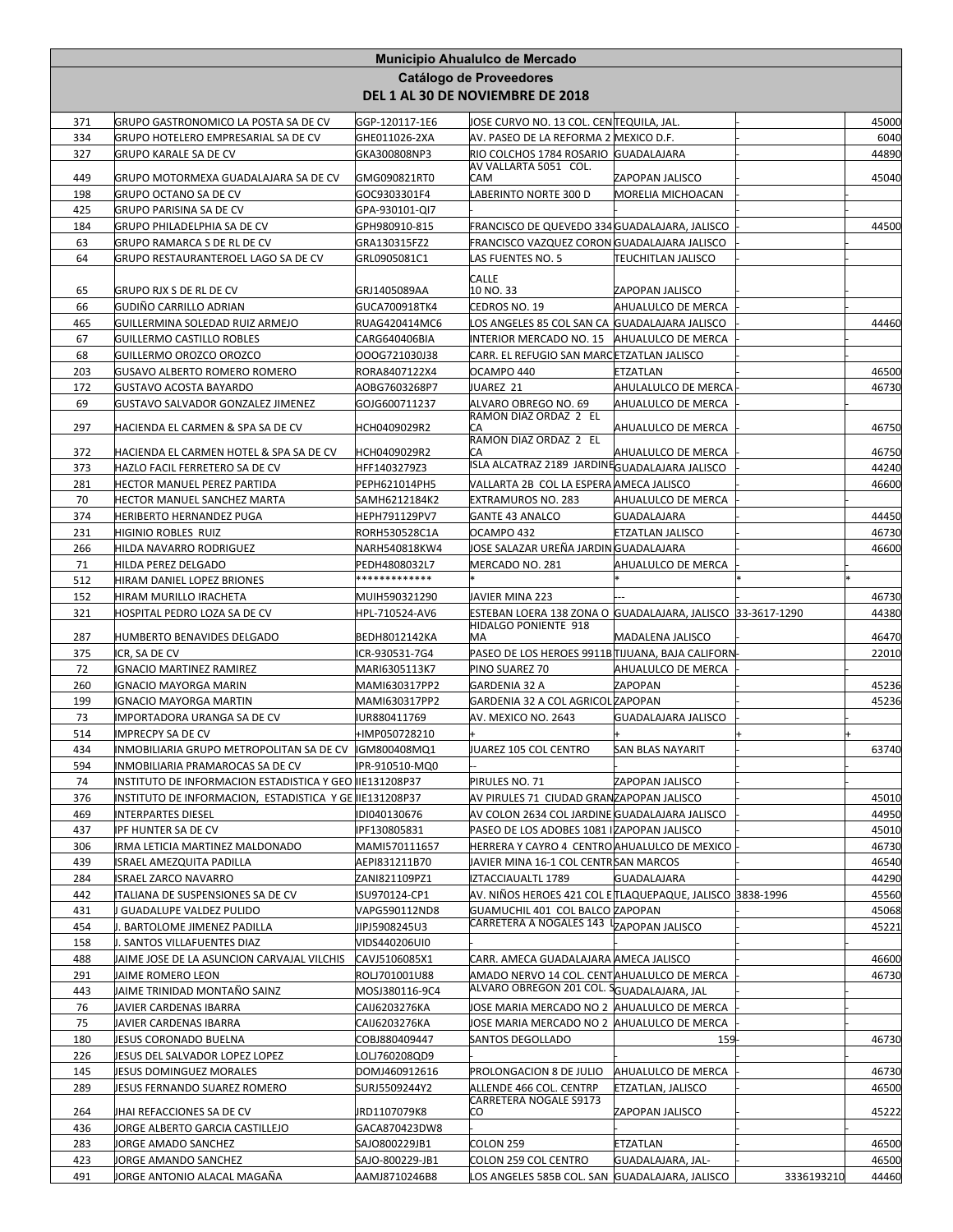**Municipio Ahualulco de Mercado**

**Catálogo de Proveedores**

**DEL 1 AL 30 DE NOVIEMBRE DE 2018**

| | | | | | | |
|---|---|---|---|---|---|---|
| 371 | GRUPO GASTRONOMICO LA POSTA SA DE CV | GGP-120117-1E6 | JOSE CURVO NO. 13 COL. CEN | TEQUILA, JAL. | - | 45000 |
| 334 | GRUPO HOTELERO EMPRESARIAL SA DE CV | GHE011026-2XA | AV. PASEO DE LA REFORMA 2 | MEXICO D.F. | - | 6040 |
| 327 | GRUPO KARALE SA DE CV | GKA300808NP3 | RIO COLCHOS 1784 ROSARIO | GUADALAJARA | - | 44890 |
| 449 | GRUPO MOTORMEXA GUADALAJARA SA DE CV | GMG090821RT0 | AV VALLARTA 5051 COL. CAM | ZAPOPAN JALISCO | - | 45040 |
| 198 | GRUPO OCTANO SA DE CV | GOC9303301F4 | LABERINTO NORTE 300 D | MORELIA MICHOACAN | - | - |
| 425 | GRUPO PARISINA SA DE CV | GPA-930101-QI7 | - | - | - | - |
| 184 | GRUPO PHILADELPHIA SA DE CV | GPH980910-815 | FRANCISCO DE QUEVEDO 334 | GUADALAJARA, JALISCO | - | 44500 |
| 63 | GRUPO RAMARCA S DE RL DE CV | GRA130315FZ2 | FRANCISCO VAZQUEZ CORON | GUADALAJARA JALISCO | - | - |
| 64 | GRUPO RESTAURANTEROEL LAGO SA DE CV | GRL0905081C1 | LAS FUENTES NO. 5 | TEUCHITLAN JALISCO | - | - |
| 65 | GRUPO RJX S DE RL DE CV | GRJ1405089AA | CALLE 10 NO. 33 | ZAPOPAN JALISCO | - | - |
| 66 | GUDIÑO CARRILLO ADRIAN | GUCA700918TK4 | CEDROS NO. 19 | AHUALULCO DE MERCA | - | - |
| 465 | GUILLERMINA SOLEDAD RUIZ ARMEJO | RUAG420414MC6 | LOS ANGELES 85 COL SAN CA | GUADALAJARA JALISCO | - | 44460 |
| 67 | GUILLERMO CASTILLO ROBLES | CARG640406BIA | INTERIOR MERCADO NO. 15 | AHUALULCO DE MERCA | - | - |
| 68 | GUILLERMO OROZCO OROZCO | OOOG721030J38 | CARR. EL REFUGIO SAN MARC | ETZATLAN JALISCO | - | - |
| 203 | GUSAVO ALBERTO ROMERO ROMERO | RORA8407122X4 | OCAMPO 440 | ETZATLAN | - | 46500 |
| 172 | GUSTAVO ACOSTA BAYARDO | AOBG7603268P7 | JUAREZ 21 | AHULALULCO DE MERCA | - | 46730 |
| 69 | GUSTAVO SALVADOR GONZALEZ JIMENEZ | GOJG600711237 | ALVARO OBREGO NO. 69 | AHUALULCO DE MERCA | - | - |
| 297 | HACIENDA EL CARMEN & SPA SA DE CV | HCH0409029R2 | RAMON DIAZ ORDAZ 2 EL CA | AHUALULCO DE MERCA | - | 46750 |
| 372 | HACIENDA EL CARMEN HOTEL & SPA SA DE CV | HCH0409029R2 | RAMON DIAZ ORDAZ 2 EL CA | AHUALULCO DE MERCA | - | 46750 |
| 373 | HAZLO FACIL FERRETERO SA DE CV | HFF1403279Z3 | ISLA ALCATRAZ 2189 JARDINE | GUADALAJARA JALISCO | - | 44240 |
| 281 | HECTOR MANUEL PEREZ PARTIDA | PEPH621014PH5 | VALLARTA 2B COL LA ESPERA | AMECA JALISCO | - | 46600 |
| 70 | HECTOR MANUEL SANCHEZ MARTA | SAMH6212184K2 | EXTRAMUROS NO. 283 | AHUALULCO DE MERCA | - | - |
| 374 | HERIBERTO HERNANDEZ PUGA | HEPH791129PV7 | GANTE 43 ANALCO | GUADALAJARA | - | 44450 |
| 231 | HIGINIO ROBLES RUIZ | RORH530528C1A | OCAMPO 432 | ETZATLAN JALISCO | - | 46730 |
| 266 | HILDA NAVARRO RODRIGUEZ | NARH540818KW4 | JOSE SALAZAR UREÑA JARDIN | GUADALAJARA | - | 46600 |
| 71 | HILDA PEREZ DELGADO | PEDH4808032L7 | MERCADO NO. 281 | AHUALULCO DE MERCA | - | - |
| 512 | HIRAM DANIEL LOPEZ BRIONES | ************* | * | * | * | * |
| 152 | HIRAM MURILLO IRACHETA | MUIH590321290 | JAVIER MINA 223 | --- | - | 46730 |
| 321 | HOSPITAL PEDRO LOZA SA DE CV | HPL-710524-AV6 | ESTEBAN LOERA 138 ZONA O | GUADALAJARA, JALISCO | 33-3617-1290 | 44380 |
| 287 | HUMBERTO BENAVIDES DELGADO | BEDH8012142KA | HIDALGO PONIENTE 918 MA | MADALENA JALISCO | - | 46470 |
| 375 | ICR, SA DE CV | ICR-930531-7G4 | PASEO DE LOS HEROES 9911B | TIJUANA, BAJA CALIFORN | - | 22010 |
| 72 | IGNACIO MARTINEZ RAMIREZ | MARI6305113K7 | PINO SUAREZ 70 | AHUALULCO DE MERCA | - | - |
| 260 | IGNACIO MAYORGA MARIN | MAMI630317PP2 | GARDENIA 32 A | ZAPOPAN | - | 45236 |
| 199 | IGNACIO MAYORGA MARTIN | MAMI630317PP2 | GARDENIA 32 A COL AGRICOL | ZAPOPAN | - | 45236 |
| 73 | IMPORTADORA URANGA SA DE CV | IUR880411769 | AV. MEXICO NO. 2643 | GUADALAJARA JALISCO | - | - |
| 514 | IMPRECPY SA DE CV | +IMP050728210 | + | + | + | + |
| 434 | INMOBILIARIA GRUPO METROPOLITAN SA DE CV | IGM800408MQ1 | JUAREZ 105 COL CENTRO | SAN BLAS NAYARIT | - | 63740 |
| 594 | INMOBILIARIA PRAMAROCAS SA DE CV | IPR-910510-MQ0 | -- | - | - | - |
| 74 | INSTITUTO DE INFORMACION ESTADISTICA Y GEO | IIE131208P37 | PIRULES NO. 71 | ZAPOPAN JALISCO | - | - |
| 376 | INSTITUTO DE INFORMACION, ESTADISTICA Y GE | IIE131208P37 | AV PIRULES 71 CIUDAD GRAN | ZAPOPAN JALISCO | - | 45010 |
| 469 | INTERPARTES DIESEL | IDI040130676 | AV COLON 2634 COL JARDINE | GUADALAJARA JALISCO | - | 44950 |
| 437 | IPF HUNTER SA DE CV | IPF130805831 | PASEO DE LOS ADOBES 1081 I | ZAPOPAN JALISCO | - | 45010 |
| 306 | IRMA LETICIA MARTINEZ MALDONADO | MAMI570111657 | HERRERA Y CAYRO 4 CENTRO | AHUALULCO DE MEXICO | - | 46730 |
| 439 | ISRAEL AMEZQUITA PADILLA | AEPI831211B70 | JAVIER MINA 16-1 COL CENTR | SAN MARCOS | - | 46540 |
| 284 | ISRAEL ZARCO NAVARRO | ZANI821109PZ1 | IZTACCIAUALTL 1789 | GUADALAJARA | - | 44290 |
| 442 | ITALIANA DE SUSPENSIONES SA DE CV | ISU970124-CP1 | AV. NIÑOS HEROES 421 COL E | TLAQUEPAQUE, JALISCO | 3838-1996 | 45560 |
| 431 | J GUADALUPE VALDEZ PULIDO | VAPG590112ND8 | GUAMUCHIL 401 COL BALCO | ZAPOPAN | - | 45068 |
| 454 | J. BARTOLOME JIMENEZ PADILLA | JIPJ5908245U3 | CARRETERA A NOGALES 143 L | ZAPOPAN JALISCO | - | 45221 |
| 158 | J. SANTOS VILLAFUENTES DIAZ | VIDS440206UI0 | - | - | - | - |
| 488 | JAIME JOSE DE LA ASUNCION CARVAJAL VILCHIS | CAVJ5106085X1 | CARR. AMECA GUADALAJARA | AMECA JALISCO | - | 46600 |
| 291 | JAIME ROMERO LEON | ROLJ701001U88 | AMADO NERVO 14 COL. CENT | AHUALULCO DE MERCA | - | 46730 |
| 443 | JAIME TRINIDAD MONTAÑO SAINZ | MOSJ380116-9C4 | ALVARO OBREGON 201 COL. S | GUADALAJARA, JAL | - | - |
| 76 | JAVIER CARDENAS IBARRA | CAIJ6203276KA | JOSE MARIA MERCADO NO 2 | AHUALULCO DE MERCA | - | - |
| 75 | JAVIER CARDENAS IBARRA | CAIJ6203276KA | JOSE MARIA MERCADO NO 2 | AHUALULCO DE MERCA | - | - |
| 180 | JESUS CORONADO BUELNA | COBJ880409447 | SANTOS DEGOLLADO | 159 | - | 46730 |
| 226 | JESUS DEL SALVADOR LOPEZ LOPEZ | LOLJ760208QD9 | - | - | - | - |
| 145 | JESUS DOMINGUEZ MORALES | DOMJ460912616 | PROLONGACION 8 DE JULIO | AHUALULCO DE MERCA | - | 46730 |
| 289 | JESUS FERNANDO SUAREZ ROMERO | SURJ5509244Y2 | ALLENDE 466 COL. CENTRP | ETZATLAN, JALISCO | - | 46500 |
| 264 | JHAI REFACCIONES SA DE CV | JRD1107079K8 | CARRETERA NOGALE S9173 CO | ZAPOPAN JALISCO | - | 45222 |
| 436 | JORGE ALBERTO GARCIA CASTILLEJO | GACA870423DW8 | - | - | - | - |
| 283 | JORGE AMADO SANCHEZ | SAJO800229JB1 | COLON 259 | ETZATLAN | - | 46500 |
| 423 | JORGE AMANDO SANCHEZ | SAJO-800229-JB1 | COLON 259 COL CENTRO | GUADALAJARA, JAL- | - | 46500 |
| 491 | JORGE ANTONIO ALACAL MAGAÑA | AAMJ8710246B8 | LOS ANGELES 585B COL. SAN | GUADALAJARA, JALISCO | 3336193210 | 44460 |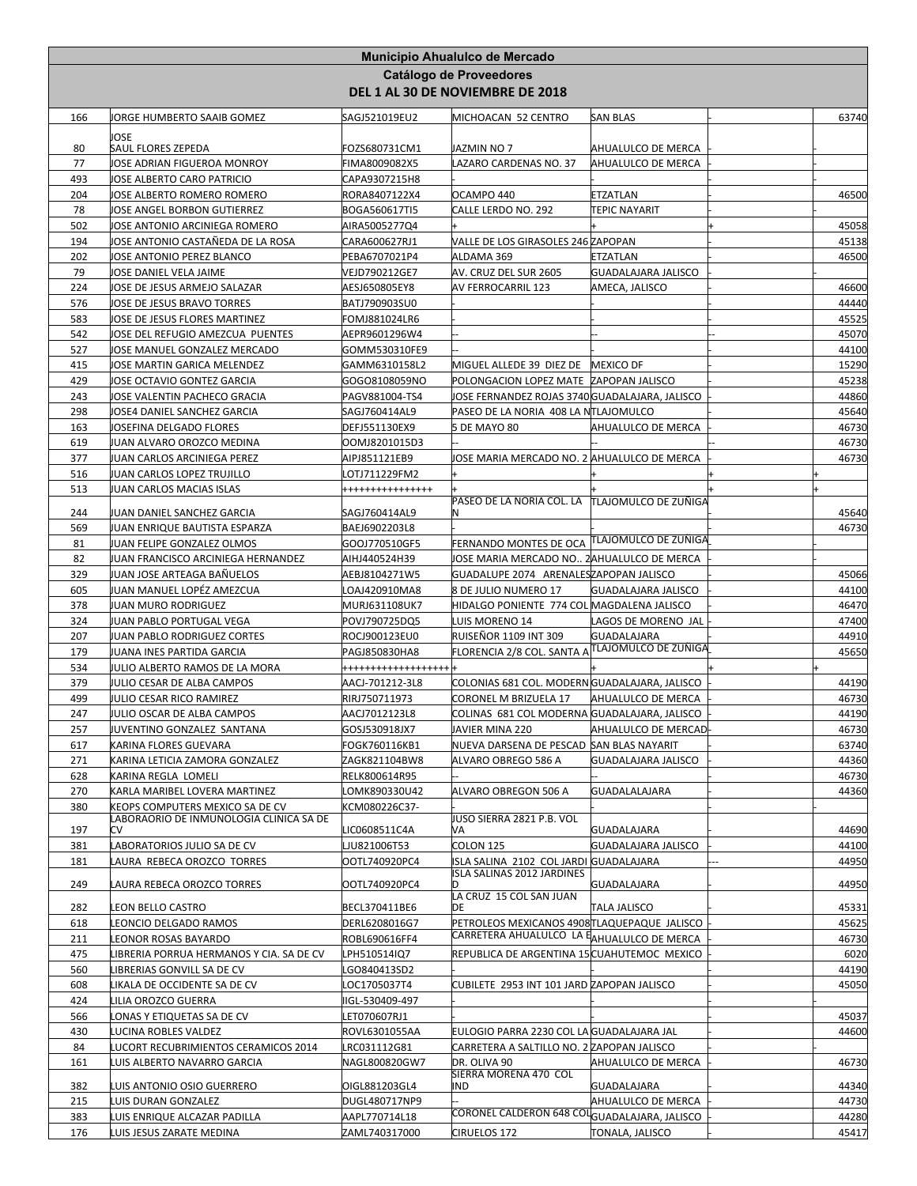| Municipio Ahualulco de Mercado | | | | | | |
|---|---|---|---|---|---|---|
| **Catálogo de Proveedores** | | | | | | |
| **DEL 1 AL 30 DE NOVIEMBRE DE 2018** | | | | | | |
| 166 | JORGE HUMBERTO SAAIB GOMEZ | SAGJ521019EU2 | MICHOACAN 52 CENTRO | SAN BLAS | - | 63740 |
| 80 | JOSE SAUL FLORES ZEPEDA | FOZS680731CM1 | JAZMIN NO 7 | AHUALULCO DE MERCA | - | - |
| 77 | JOSE ADRIAN FIGUEROA MONROY | FIMA8009082X5 | LAZARO CARDENAS NO. 37 | AHUALULCO DE MERCA | - | - |
| 493 | JOSE ALBERTO CARO PATRICIO | CAPA9307215H8 | - | - | - | - |
| 204 | JOSE ALBERTO ROMERO ROMERO | RORA8407122X4 | OCAMPO 440 | ETZATLAN | - | 46500 |
| 78 | JOSE ANGEL BORBON GUTIERREZ | BOGA560617TI5 | CALLE LERDO NO. 292 | TEPIC NAYARIT | - | - |
| 502 | JOSE ANTONIO ARCINIEGA ROMERO | AIRA5005277Q4 | + | + | + | 45058 |
| 194 | JOSE ANTONIO CASTAÑEDA DE LA ROSA | CARA600627RJ1 | VALLE DE LOS GIRASOLES 246 | ZAPOPAN | - | 45138 |
| 202 | JOSE ANTONIO PEREZ BLANCO | PEBA6707021P4 | ALDAMA 369 | ETZATLAN | - | 46500 |
| 79 | JOSE DANIEL VELA JAIME | VEJD790212GE7 | AV. CRUZ DEL SUR 2605 | GUADALAJARA JALISCO | - | - |
| 224 | JOSE DE JESUS ARMEJO SALAZAR | AESJ650805EY8 | AV FERROCARRIL 123 | AMECA, JALISCO | - | 46600 |
| 576 | JOSE DE JESUS BRAVO TORRES | BATJ790903SU0 | - | | - | 44440 |
| 583 | JOSE DE JESUS FLORES MARTINEZ | FOMJ881024LR6 | - | - | - | 45525 |
| 542 | JOSE DEL REFUGIO AMEZCUA PUENTES | AEPR9601296W4 | -- | -- | -- | 45070 |
| 527 | JOSE MANUEL GONZALEZ MERCADO | GOMM530310FE9 | -- | | - | 44100 |
| 415 | JOSE MARTIN GARICA MELENDEZ | GAMM6310158L2 | MIGUEL ALLEDE 39 DIEZ DE | MEXICO DF | - | 15290 |
| 429 | JOSE OCTAVIO GONTEZ GARCIA | GOGO8108059NO | POLONGACION LOPEZ MATE | ZAPOPAN JALISCO | - | 45238 |
| 243 | JOSE VALENTIN PACHECO GRACIA | PAGV881004-TS4 | JOSE FERNANDEZ ROJAS 3740 | GUADALAJARA, JALISCO | - | 44860 |
| 298 | JOSE4 DANIEL SANCHEZ GARCIA | SAGJ760414AL9 | PASEO DE LA NORIA 408 LA N | TLAJOMULCO | - | 45640 |
| 163 | JOSEFINA DELGADO FLORES | DEFJ551130EX9 | 5 DE MAYO 80 | AHUALULCO DE MERCA | - | 46730 |
| 619 | JUAN ALVARO OROZCO MEDINA | OOMJ8201015D3 | -- | | -- | 46730 |
| 377 | JUAN CARLOS ARCINIEGA PEREZ | AIPJ851121EB9 | JOSE MARIA MERCADO NO. 2 | AHUALULCO DE MERCA | - | 46730 |
| 516 | JUAN CARLOS LOPEZ TRUJILLO | LOTJ711229FM2 | + | + | + | + |
| 513 | JUAN CARLOS MACIAS ISLAS | ++++++++++++++++ | + | + | + | + |
| 244 | JUAN DANIEL SANCHEZ GARCIA | SAGJ760414AL9 | PASEO DE LA NORIA COL. LA N | TLAJOMULCO DE ZUÑIGA | - | 45640 |
| 569 | JUAN ENRIQUE BAUTISTA ESPARZA | BAEJ6902203L8 | | - | - | 46730 |
| 81 | JUAN FELIPE GONZALEZ OLMOS | GOOJ770510GF5 | FERNANDO MONTES DE OCA | TLAJOMULCO DE ZUÑIGA | - | - |
| 82 | JUAN FRANCISCO ARCINIEGA HERNANDEZ | AIHJ440524H39 | JOSE MARIA MERCADO NO.. 2 | AHUALULCO DE MERCA | - | - |
| 329 | JUAN JOSE ARTEAGA BAÑUELOS | AEBJ8104271W5 | GUADALUPE 2074 ARENALES | ZAPOPAN JALISCO | - | 45066 |
| 605 | JUAN MANUEL LOPÉZ AMEZCUA | LOAJ420910MA8 | 8 DE JULIO NUMERO 17 | GUADALAJARA JALISCO | - | 44100 |
| 378 | JUAN MURO RODRIGUEZ | MURJ631108UK7 | HIDALGO PONIENTE 774 COL | MAGDALENA JALISCO | - | 46470 |
| 324 | JUAN PABLO PORTUGAL VEGA | POVJ790725DQ5 | LUIS MORENO 14 | LAGOS DE MORENO JAL | - | 47400 |
| 207 | JUAN PABLO RODRIGUEZ CORTES | ROCJ900123EU0 | RUISEÑOR 1109 INT 309 | GUADALAJARA | - | 44910 |
| 179 | JUANA INES PARTIDA GARCIA | PAGJ850830HA8 | FLORENCIA 2/8 COL. SANTA A | TLAJOMULCO DE ZUÑIGA | - | 45650 |
| 534 | JULIO ALBERTO RAMOS DE LA MORA | +++++++++++++++++++ | + | | + | + |
| 379 | JULIO CESAR DE ALBA CAMPOS | AACJ-701212-3L8 | COLONIAS 681 COL. MODERN | GUADALAJARA, JALISCO | - | 44190 |
| 499 | JULIO CESAR RICO RAMIREZ | RIRJ750711973 | CORONEL M BRIZUELA 17 | AHUALULCO DE MERCA | - | 46730 |
| 247 | JULIO OSCAR DE ALBA CAMPOS | AACJ7012123L8 | COLINAS 681 COL MODERNA | GUADALAJARA, JALISCO | - | 44190 |
| 257 | JUVENTINO GONZALEZ SANTANA | GOSJ530918JX7 | JAVIER MINA 220 | AHUALULCO DE MERCAD | - | 46730 |
| 617 | KARINA FLORES GUEVARA | FOGK760116KB1 | NUEVA DARSENA DE PESCAD | SAN BLAS NAYARIT | - | 63740 |
| 271 | KARINA LETICIA ZAMORA GONZALEZ | ZAGK821104BW8 | ALVARO OBREGO 586 A | GUADALAJARA JALISCO | - | 44360 |
| 628 | KARINA REGLA LOMELI | RELK800614R95 | -- | | - | 46730 |
| 270 | KARLA MARIBEL LOVERA MARTINEZ | LOMK890330U42 | ALVARO OBREGON 506 A | GUADALALAJARA | - | 44360 |
| 380 | KEOPS COMPUTERS MEXICO SA DE CV | KCM080226C37- | | | - | - |
| 197 | LABORAORIO DE INMUNOLOGIA CLINICA SA DE CV | LIC0608511C4A | JUSO SIERRA 2821 P.B. VOL VA | GUADALAJARA | - | 44690 |
| 381 | LABORATORIOS JULIO SA DE CV | LJU821006T53 | COLON 125 | GUADALAJARA JALISCO | - | 44100 |
| 181 | LAURA REBECA OROZCO TORRES | OOTL740920PC4 | ISLA SALINA 2102 COL JARDI | GUADALAJARA | --- | 44950 |
| 249 | LAURA REBECA OROZCO TORRES | OOTL740920PC4 | ISLA SALINAS 2012 JARDINES D | GUADALAJARA | - | 44950 |
| 282 | LEON BELLO CASTRO | BECL370411BE6 | LA CRUZ 15 COL SAN JUAN DE | TALA JALISCO | - | 45331 |
| 618 | LEONCIO DELGADO RAMOS | DERL6208016G7 | PETROLEOS MEXICANOS 4908 | TLAQUEPAQUE JALISCO | - | 45625 |
| 211 | LEONOR ROSAS BAYARDO | ROBL690616FF4 | CARRETERA AHUALULCO LA E | AHUALULCO DE MERCA | - | 46730 |
| 475 | LIBRERIA PORRUA HERMANOS Y CIA. SA DE CV | LPH510514IQ7 | REPUBLICA DE ARGENTINA 15 | CUAHUTEMOC MEXICO | - | 6020 |
| 560 | LIBRERIAS GONVILL SA DE CV | LGO840413SD2 | - | | - | 44190 |
| 608 | LIKALA DE OCCIDENTE SA DE CV | LOC1705037T4 | CUBILETE 2953 INT 101 JARD | ZAPOPAN JALISCO | - | 45050 |
| 424 | LILIA OROZCO GUERRA | IIGL-530409-497 | | | - | - |
| 566 | LONAS Y ETIQUETAS SA DE CV | LET070607RJ1 | - | | - | 45037 |
| 430 | LUCINA ROBLES VALDEZ | ROVL6301055AA | EULOGIO PARRA 2230 COL LA | GUADALAJARA JAL | - | 44600 |
| 84 | LUCORT RECUBRIMIENTOS CERAMICOS 2014 | LRC031112G81 | CARRETERA A SALTILLO NO. 2 | ZAPOPAN JALISCO | - | - |
| 161 | LUIS ALBERTO NAVARRO GARCIA | NAGL800820GW7 | DR. OLIVA 90 | AHUALULCO DE MERCA | - | 46730 |
| 382 | LUIS ANTONIO OSIO GUERRERO | OIGL881203GL4 | SIERRA MORENA 470 COL IND | GUADALAJARA | - | 44340 |
| 215 | LUIS DURAN GONZALEZ | DUGL480717NP9 | -- | AHUALULCO DE MERCA | - | 44730 |
| 383 | LUIS ENRIQUE ALCAZAR PADILLA | AAPL770714L18 | CORONEL CALDERON 648 COL | GUADALAJARA, JALISCO | - | 44280 |
| 176 | LUIS JESUS ZARATE MEDINA | ZAML740317000 | CIRUELOS 172 | TONALA, JALISCO | - | 45417 |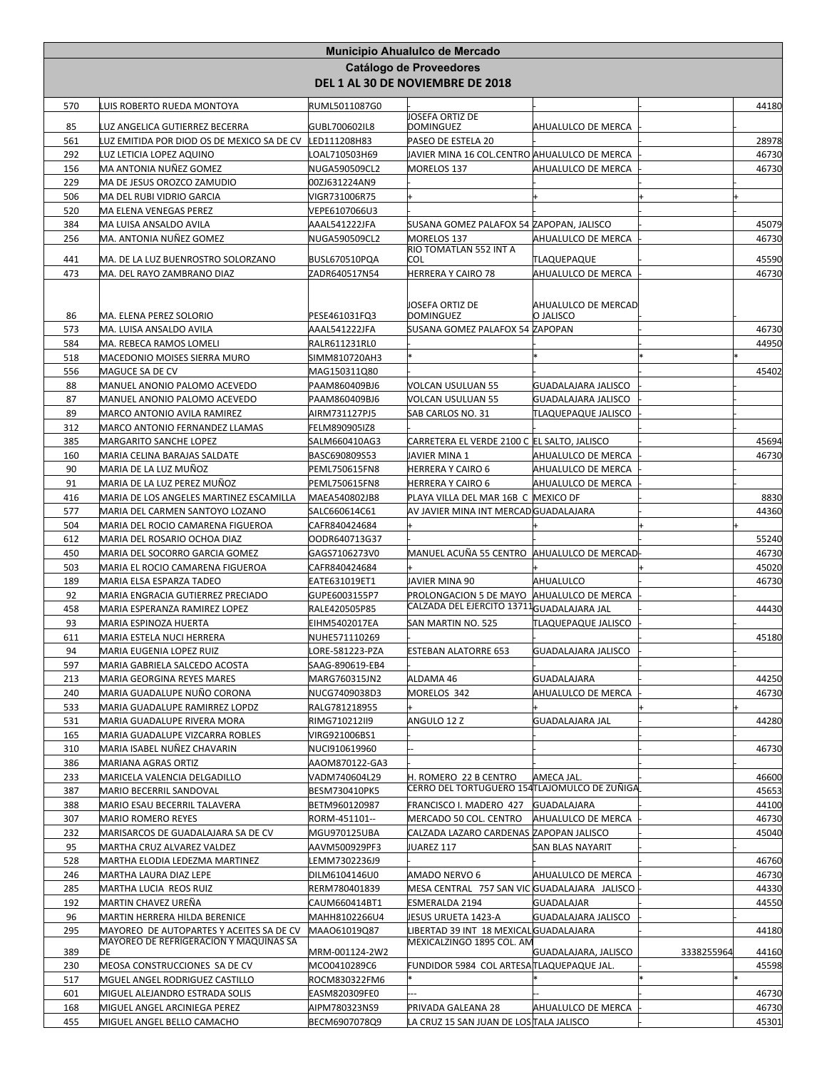# Municipio Ahualulco de Mercado

## Catálogo de Proveedores

## DEL 1 AL 30 DE NOVIEMBRE DE 2018

| | | | | | | | |
|---|---|---|---|---|---|---|---|
| 570 | LUIS ROBERTO RUEDA MONTOYA | RUML5011087G0 | - | - | - | | 44180 |
| 85 | LUZ ANGELICA GUTIERREZ BECERRA | GUBL700602IL8 | JOSEFA ORTIZ DE DOMINGUEZ | AHUALULCO DE MERCA | - | | - |
| 561 | LUZ EMITIDA POR DIOD OS DE MEXICO SA DE CV | LED111208H83 | PASEO DE ESTELA 20 | - | - | | 28978 |
| 292 | LUZ LETICIA LOPEZ AQUINO | LOAL710503H69 | JAVIER MINA 16 COL.CENTRO | AHUALULCO DE MERCA | - | | 46730 |
| 156 | MA ANTONIA NUÑEZ GOMEZ | NUGA590509CL2 | MORELOS 137 | AHUALULCO DE MERCA | - | | 46730 |
| 229 | MA DE JESUS OROZCO ZAMUDIO | 00ZJ631224AN9 | - | - | - | | |
| 506 | MA DEL RUBI VIDRIO GARCIA | VIGR731006R75 | + | + | + | | + |
| 520 | MA ELENA VENEGAS PEREZ | VEPE6107066U3 | - | - | - | | |
| 384 | MA LUISA ANSALDO AVILA | AAAL541222JFA | SUSANA GOMEZ PALAFOX 54 | ZAPOPAN, JALISCO | - | | 45079 |
| 256 | MA. ANTONIA NUÑEZ GOMEZ | NUGA590509CL2 | MORELOS 137 | AHUALULCO DE MERCA | - | | 46730 |
| 441 | MA. DE LA LUZ BUENROSTRO SOLORZANO | BUSL670510PQA | RIO TOMATLAN 552 INT A COL | TLAQUEPAQUE | - | | 45590 |
| 473 | MA. DEL RAYO ZAMBRANO DIAZ | ZADR640517N54 | HERRERA Y CAIRO 78 | AHUALULCO DE MERCA | - | | 46730 |
| 86 | MA. ELENA PEREZ SOLORIO | PESE461031FQ3 | JOSEFA ORTIZ DE DOMINGUEZ | AHUALULCO DE MERCADO JALISCO | - | | - |
| 573 | MA. LUISA ANSALDO AVILA | AAAL541222JFA | SUSANA GOMEZ PALAFOX 54 | ZAPOPAN | - | | 46730 |
| 584 | MA. REBECA RAMOS LOMELI | RALR611231RL0 | - | - | - | | 44950 |
| 518 | MACEDONIO MOISES SIERRA MURO | SIMM810720AH3 | * | * | * | | * |
| 556 | MAGUCE SA DE CV | MAG150311Q80 | - | - | - | | 45402 |
| 88 | MANUEL ANONIO PALOMO ACEVEDO | PAAM860409BJ6 | VOLCAN USULUAN 55 | GUADALAJARA JALISCO | - | | - |
| 87 | MANUEL ANONIO PALOMO ACEVEDO | PAAM860409BJ6 | VOLCAN USULUAN 55 | GUADALAJARA JALISCO | - | | - |
| 89 | MARCO ANTONIO AVILA RAMIREZ | AIRM731127PJ5 | SAB CARLOS NO. 31 | TLAQUEPAQUE JALISCO | - | | - |
| 312 | MARCO ANTONIO FERNANDEZ LLAMAS | FELM890905IZ8 | - | - | - | | |
| 385 | MARGARITO SANCHE LOPEZ | SALM660410AG3 | CARRETERA EL VERDE 2100 C | EL SALTO, JALISCO | - | | 45694 |
| 160 | MARIA CELINA BARAJAS SALDATE | BASC690809S53 | JAVIER MINA 1 | AHUALULCO DE MERCA | - | | 46730 |
| 90 | MARIA DE LA LUZ MUÑOZ | PEML750615FN8 | HERRERA Y CAIRO 6 | AHUALULCO DE MERCA | - | | |
| 91 | MARIA DE LA LUZ PEREZ MUÑOZ | PEML750615FN8 | HERRERA Y CAIRO 6 | AHUALULCO DE MERCA | - | | |
| 416 | MARIA DE LOS ANGELES MARTINEZ ESCAMILLA | MAEA540802JB8 | PLAYA VILLA DEL MAR 16B C | MEXICO DF | - | | 8830 |
| 577 | MARIA DEL CARMEN SANTOYO LOZANO | SALC660614C61 | AV JAVIER MINA INT MERCAD | GUADALAJARA | - | | 44360 |
| 504 | MARIA DEL ROCIO CAMARENA FIGUEROA | CAFR840424684 | + | + | + | | + |
| 612 | MARIA DEL ROSARIO OCHOA DIAZ | OODR640713G37 | - | - | - | | 55240 |
| 450 | MARIA DEL SOCORRO GARCIA GOMEZ | GAGS7106273V0 | MANUEL ACUÑA 55 CENTRO | AHUALULCO DE MERCAD | - | | 46730 |
| 503 | MARIA EL ROCIO CAMARENA FIGUEROA | CAFR840424684 | + | + | + | | 45020 |
| 189 | MARIA ELSA ESPARZA TADEO | EATE631019ET1 | JAVIER MINA 90 | AHUALULCO | - | | 46730 |
| 92 | MARIA ENGRACIA GUTIERREZ PRECIADO | GUPE6003155P7 | PROLONGACION 5 DE MAYO | AHUALULCO DE MERCA | - | | - |
| 458 | MARIA ESPERANZA RAMIREZ LOPEZ | RALE420505P85 | CALZADA DEL EJERCITO 13711 | GUADALAJARA JAL | - | | 44430 |
| 93 | MARIA ESPINOZA HUERTA | EIHM5402017EA | SAN MARTIN NO. 525 | TLAQUEPAQUE JALISCO | - | | - |
| 611 | MARIA ESTELA NUCI HERRERA | NUHE571110269 | - | - | - | | 45180 |
| 94 | MARIA EUGENIA LOPEZ RUIZ | LORE-581223-PZA | ESTEBAN ALATORRE 653 | GUADALAJARA JALISCO | - | | - |
| 597 | MARIA GABRIELA SALCEDO ACOSTA | SAAG-890619-EB4 | - | - | - | | |
| 213 | MARIA GEORGINA REYES MARES | MARG760315JN2 | ALDAMA 46 | GUADALAJARA | - | | 44250 |
| 240 | MARIA GUADALUPE NUÑO CORONA | NUCG7409038D3 | MORELOS 342 | AHUALULCO DE MERCA | - | | 46730 |
| 533 | MARIA GUADALUPE RAMIRREZ LOPDZ | RALG781218955 | + | + | + | | + |
| 531 | MARIA GUADALUPE RIVERA MORA | RIMG710212II9 | ANGULO 12 Z | GUADALAJARA JAL | - | | 44280 |
| 165 | MARIA GUADALUPE VIZCARRA ROBLES | VIRG921006BS1 | - | - | - | | - |
| 310 | MARIA ISABEL NUÑEZ CHAVARIN | NUCI910619960 | -- | | - | | 46730 |
| 386 | MARIANA AGRAS ORTIZ | AAOM870122-GA3 | - | - | - | | - |
| 233 | MARICELA VALENCIA DELGADILLO | VADM740604L29 | H. ROMERO 22 B CENTRO | AMECA JAL. | - | | 46600 |
| 387 | MARIO BECERRIL SANDOVAL | BESM730410PK5 | CERRO DEL TORTUGUERO 154 | TLAJOMULCO DE ZUÑIGA | - | | 45653 |
| 388 | MARIO ESAU BECERRIL TALAVERA | BETM960120987 | FRANCISCO I. MADERO 427 | GUADALAJARA | - | | 44100 |
| 307 | MARIO ROMERO REYES | RORM-451101-- | MERCADO 50 COL. CENTRO | AHUALULCO DE MERCA | - | | 46730 |
| 232 | MARISARCOS DE GUADALAJARA SA DE CV | MGU970125UBA | CALZADA LAZARO CARDENAS | ZAPOPAN JALISCO | - | | 45040 |
| 95 | MARTHA CRUZ ALVAREZ VALDEZ | AAVM500929PF3 | JUAREZ 117 | SAN BLAS NAYARIT | - | | - |
| 528 | MARTHA ELODIA LEDEZMA MARTINEZ | LEMM7302236J9 | - | - | - | | 46760 |
| 246 | MARTHA LAURA DIAZ LEPE | DILM6104146U0 | AMADO NERVO 6 | AHUALULCO DE MERCA | - | | 46730 |
| 285 | MARTHA LUCIA REOS RUIZ | RERM780401839 | MESA CENTRAL 757 SAN VIC | GUADALAJARA JALISCO | - | | 44330 |
| 192 | MARTIN CHAVEZ UREÑA | CAUM660414BT1 | ESMERALDA 2194 | GUADALAJAR | - | | 44550 |
| 96 | MARTIN HERRERA HILDA BERENICE | MAHH8102266U4 | JESUS URUETA 1423-A | GUADALAJARA JALISCO | - | | - |
| 295 | MAYOREO DE AUTOPARTES Y ACEITES SA DE CV | MAAO61019Q87 | LIBERTAD 39 INT 18 MEXICAL | GUADALAJARA | - | | 44180 |
| 389 | MAYOREO DE REFRIGERACION Y MAQUINAS SA DE | MRM-001124-2W2 | MEXICALZINGO 1895 COL. AM | GUADALAJARA, JALISCO | | 3338255964 | 44160 |
| 230 | MEOSA CONSTRUCCIONES SA DE CV | MCO0410289C6 | FUNDIDOR 5984 COL ARTESA | TLAQUEPAQUE JAL. | - | | 45598 |
| 517 | MGUEL ANGEL RODRIGUEZ CASTILLO | ROCM830322FM6 | * | * | * | | * |
| 601 | MIGUEL ALEJANDRO ESTRADA SOLIS | EASM820309FE0 | --- | -- | - | | 46730 |
| 168 | MIGUEL ANGEL ARCINIEGA PEREZ | AIPM780323NS9 | PRIVADA GALEANA 28 | AHUALULCO DE MERCA | - | | 46730 |
| 455 | MIGUEL ANGEL BELLO CAMACHO | BECM6907078Q9 | LA CRUZ 15 SAN JUAN DE LOS | TALA JALISCO | - | | 45301 |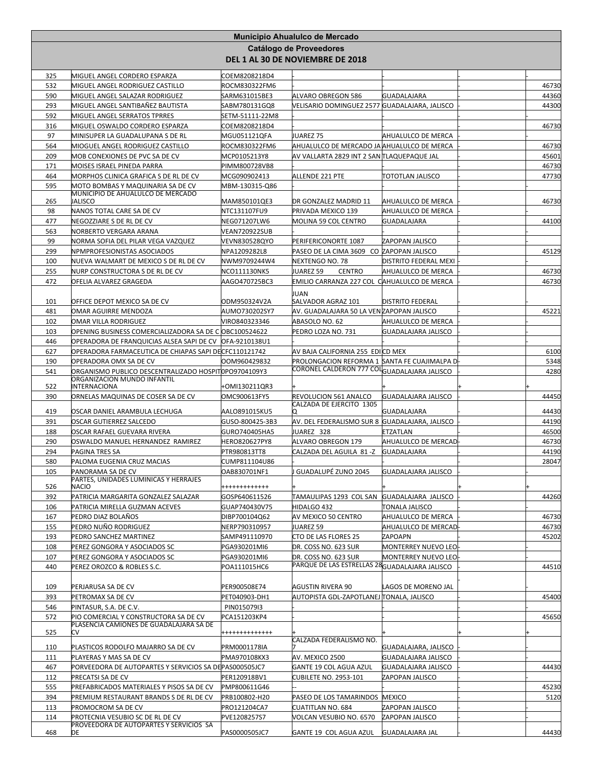# Municipio Ahualulco de Mercado

## Catálogo de Proveedores

## DEL 1 AL 30 DE NOVIEMBRE DE 2018

| | | | | | | |
|---|---|---|---|---|---|---|
| 325 | MIGUEL ANGEL CORDERO ESPARZA | COEM8208218D4 | - | | - | - |
| 532 | MIGUEL ANGEL RODRIGUEZ CASTILLO | ROCM830322FM6 | - | | - | 46730 |
| 590 | MIGUEL ANGEL SALAZAR RODRIGUEZ | SARM631015BE3 | ALVARO OBREGON 586 | GUADALAJARA | - | 44360 |
| 293 | MIGUEL ANGEL SANTIBAÑEZ BAUTISTA | SABM780131GQ8 | VELISARIO DOMINGUEZ 2577 | GUADALAJARA, JALISCO | - | 44300 |
| 592 | MIGUEL ANGEL SERRATOS TPRRES | SETM-51111-22M8 | | | | |
| 316 | MIGUEL OSWALDO CORDERO ESPARZA | COEM8208218D4 | - | | - | 46730 |
| 97 | MINISUPER LA GUADALUPANA S DE RL | MGU051121QFA | JUAREZ 75 | AHUALULCO DE MERCA | - | |
| 564 | MIOGUEL ANGEL RODRIGUEZ CASTILLO | ROCM830322FM6 | AHUALULCO DE MERCADO JA | AHUALULCO DE MERCA | - | 46730 |
| 209 | MOB CONEXIONES DE PVC SA DE CV | MCP0105213Y8 | AV VALLARTA 2829 INT 2 SAN | TLAQUEPAQUE JAL | - | 45601 |
| 171 | MOISES ISRAEL PINEDA PARRA | PIMM800728VB8 | - | | - | 46730 |
| 464 | MORPHOS CLINICA GRAFICA S DE RL DE CV | MCG090902413 | ALLENDE 221 PTE | TOTOTLAN JALISCO | - | 47730 |
| 595 | MOTO BOMBAS Y MAQUINARIA SA DE CV | MBM-130315-Q86 | | | | |
| 265 | MUNICIPIO DE AHUALULCO DE MERCADO JALISCO | MAM850101QE3 | DR GONZALEZ MADRID 11 | AHUALULCO DE MERCA | - | 46730 |
| 98 | NANOS TOTAL CARE SA DE CV | NTC131107FU9 | PRIVADA MEXICO 139 | AHUALULCO DE MERCA | - | |
| 477 | NEGOZZIARE S DE RL DE CV | NEG071207LW6 | MOLINA 59 COL CENTRO | GUADALAJARA | - | 44100 |
| 563 | NORBERTO VERGARA ARANA | VEAN720922SUB | - | | - | - |
| 99 | NORMA SOFIA DEL PILAR VEGA VAZQUEZ | VEVN830528QYO | PERIFERICONORTE 1087 | ZAPOPAN JALISCO | - | |
| 299 | NPMPROFESIONISTAS ASOCIADOS | NPA1209282L8 | PASEO DE LA CIMA 3609 CO | ZAPOPAN JALISCO | - | 45129 |
| 100 | NUEVA WALMART DE MEXICO S DE RL DE CV | NWM9709244W4 | NEXTENGO NO. 78 | DISTRITO FEDERAL MEXI | - | |
| 255 | NURP CONSTRUCTORA S DE RL DE CV | NCO111130NK5 | JUAREZ 59 CENTRO | AHUALULCO DE MERCA | - | 46730 |
| 472 | OFELIA ALVAREZ GRAGEDA | AAGO470725BC3 | EMILIO CARRANZA 227 COL C | AHUALULCO DE MERCA | - | 46730 |
| 101 | OFFICE DEPOT MEXICO SA DE CV | ODM950324V2A | JUAN SALVADOR AGRAZ 101 | DISTRITO FEDERAL | - | |
| 481 | OMAR AGUIRRE MENDOZA | AUMO730202SY7 | AV. GUADALAJARA 50 LA VEN | ZAPOPAN JALISCO | - | 45221 |
| 102 | OMAR VILLA RODRIGUEZ | VIRO840323346 | ABASOLO NO. 62 | AHUALULCO DE MERCA | - | |
| 103 | OPENING BUSINESS COMERCIALIZADORA SA DE C | OBC100524622 | PEDRO LOZA NO. 731 | GUADALAJARA JALISCO | - | |
| 446 | OPERADORA DE FRANQUICIAS ALSEA SAPI DE CV | OFA-9210138U1 | | | | |
| 627 | OPERADORA FARMACEUTICA DE CHIAPAS SAPI DE | CFC110121742 | AV BAJA CALIFORNIA 255 EDI | CD MEX | - | 6100 |
| 190 | OPERADORA OMX SA DE CV | OOM960429832 | PROLONGACION REFORMA 1 | SANTA FE CUAJIMALPA D | - | 5348 |
| 541 | ORGANISMO PUBLICO DESCENTRALIZADO HOSPIT | OPO9704109Y3 | CORONEL CALDERON 777 COL | GUADALAJARA JALISCO | - | 4280 |
| 522 | ORGANIZACION MUNDO INFANTIL INTERNACIONA | +OMI130211QR3 | + | + | + | + |
| 390 | ORNELAS MAQUINAS DE COSER SA DE CV | OMC900613FY5 | REVOLUCION 561 ANALCO | GUADALAJARA JALISCO | - | 44450 |
| 419 | OSCAR DANIEL ARAMBULA LECHUGA | AALO891015KU5 | CALZADA DE EJERCITO 1305 Q | GUADALAJARA | - | 44430 |
| 391 | OSCAR GUTIERREZ SALCEDO | GUSO-800425-3B3 | AV. DEL FEDERALISMO SUR 8 | GUADALAJARA, JALISCO | - | 44190 |
| 188 | OSCAR RAFAEL GUEVARA RIVERA | GURO740405HA5 | JUAREZ 328 | ETZATLAN | - | 46500 |
| 290 | OSWALDO MANUEL HERNANDEZ RAMIREZ | HERO820627PY8 | ALVARO OBREGON 179 | AHUALULCO DE MERCAD | - | 46730 |
| 294 | PAGINA TRES SA | PTR980813TT8 | CALZADA DEL AGUILA 81 -Z | GUADALAJARA | - | 44190 |
| 580 | PALOMA EUGENIA CRUZ MACIAS | CUMP811104U86 | | | - | 28047 |
| 105 | PANORAMA SA DE CV | OAB830701NF1 | J GUADALUPÉ ZUNO 2045 | GUADALAJARA JALISCO | - | |
| 526 | PARTES, UNIDADES LUMINICAS Y HERRAJES NACIO | +++++++++++++ | + | + | + | + |
| 392 | PATRICIA MARGARITA GONZALEZ SALAZAR | GOSP640611526 | TAMAULIPAS 1293 COL SAN | GUADALAJARA JALISCO | - | 44260 |
| 106 | PATRICIA MIRELLA GUZMAN ACEVES | GUAP740430V75 | HIDALGO 432 | TONALA JALISCO | - | |
| 167 | PEDRO DIAZ BOLAÑOS | DIBP700104Q62 | AV MEXICO 50 CENTRO | AHUALULCO DE MERCA | - | 46730 |
| 155 | PEDRO NUÑO RODRIGUEZ | NERP790310957 | JUAREZ 59 | AHUALULCO DE MERCAD | - | 46730 |
| 193 | PEDRO SANCHEZ MARTINEZ | SAMP491110970 | CTO DE LAS FLORES 25 | ZAPOAPN | - | 45202 |
| 108 | PEREZ GONGORA Y ASOCIADOS SC | PGA930201MI6 | DR. COSS NO. 623 SUR | MONTERREY NUEVO LEO | - | |
| 107 | PEREZ GONGORA Y ASOCIADOS SC | PGA930201MI6 | DR. COSS NO. 623 SUR | MONTERREY NUEVO LEO | - | |
| 440 | PEREZ OROZCO & ROBLES S.C. | POA111015HC6 | PARQUE DE LAS ESTRELLAS 28 | GUADALAJARA JALISCO | - | 44510 |
| 109 | PERJARUSA SA DE CV | PER900508E74 | AGUSTIN RIVERA 90 | LAGOS DE MORENO JAL | - | - |
| 393 | PETROMAX SA DE CV | PET040903-DH1 | AUTOPISTA GDL-ZAPOTLANEJ | TONALA, JALISCO | - | 45400 |
| 546 | PINTASUR, S.A. DE C.V. | PIN015079I3 | - | | - | - |
| 572 | PIO COMERCIAL Y CONSTRUCTORA SA DE CV | PCA151203KP4 | - | | - | 45650 |
| 525 | PLASENCIA CAMIONES DE GUADALAJARA SA DE CV | ++++++++++++++ | + | + | + | + |
| 110 | PLASTICOS RODOLFO MAJARRO SA DE CV | PRM0001178IA | CALZADA FEDERALISMO NO. 7 | GUADALAJARA, JALISCO | - | |
| 111 | PLAYERAS Y MAS SA DE CV | PMA970108KX3 | AV. MEXICO 2500 | GUADALAJARA JALISCO | - | |
| 467 | PORVEEDORA DE AUTOPARTES Y SERVICIOS SA DE | PAS000505JC7 | GANTE 19 COL AGUA AZUL | GUADALAJARA JALISCO | - | 44430 |
| 112 | PRECATSI SA DE CV | PER120918BV1 | CUBILETE NO. 2953-101 | ZAPOPAN JALISCO | - | |
| 555 | PREFABRICADOS MATERIALES Y PISOS SA DE CV | PMP800611G46 | -- | | - | 45230 |
| 394 | PREMIUM RESTAURANT BRANDS S DE RL DE CV | PRB100802-H20 | PASEO DE LOS TAMARINDOS | MEXICO | - | 5120 |
| 113 | PROMOCROM SA DE CV | PRO121204CA7 | CUATITLAN NO. 684 | ZAPOPAN JALISCO | - | |
| 114 | PROTECNIA VESUBIO SC DE RL DE CV | PVE1208257S7 | VOLCAN VESUBIO NO. 6570 | ZAPOPAN JALISCO | - | |
| 468 | PROVEEDORA DE AUTOPARTES Y SERVICIOS SA DE | PAS0000505JC7 | GANTE 19 COL AGUA AZUL | GUADALAJARA JAL | - | 44430 |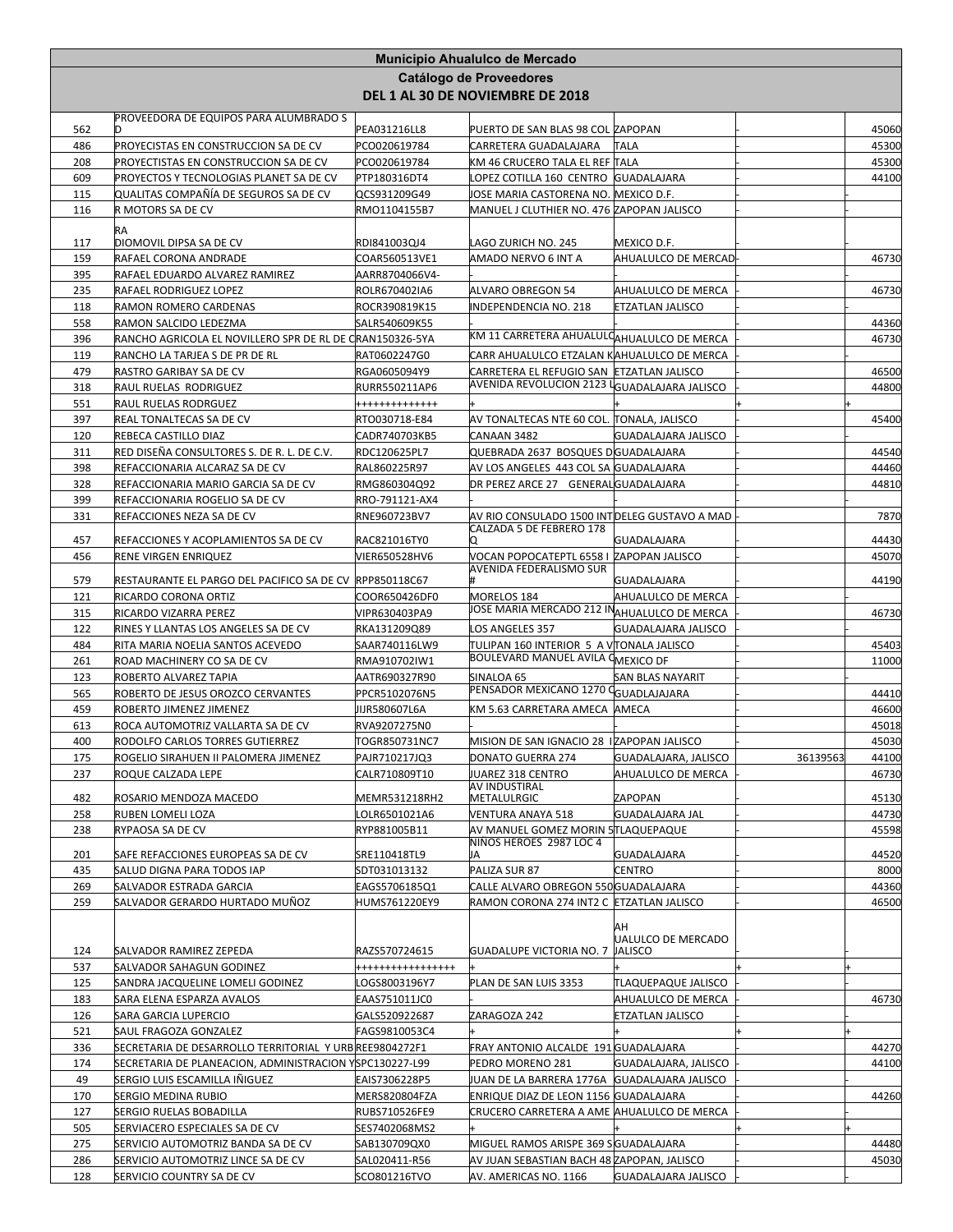# Municipio Ahualulco de Mercado

## Catálogo de Proveedores

### DEL 1 AL 30 DE NOVIEMBRE DE 2018

| | | | | | | |
|---|---|---|---|---|---|---|
| 562 | PROVEEDORA DE EQUIPOS PARA ALUMBRADO S D | PEA031216LL8 | PUERTO DE SAN BLAS 98 COL | ZAPOPAN | - | 45060 |
| 486 | PROYECISTAS EN CONSTRUCCION SA DE CV | PCO020619784 | CARRETERA GUADALAJARA | TALA | - | 45300 |
| 208 | PROYECTISTAS EN CONSTRUCCION SA DE CV | PCO020619784 | KM 46 CRUCERO TALA EL REF | TALA | - | 45300 |
| 609 | PROYECTOS Y TECNOLOGIAS PLANET SA DE CV | PTP180316DT4 | LOPEZ COTILLA 160 CENTRO | GUADALAJARA | - | 44100 |
| 115 | QUALITAS COMPAÑÍA DE SEGUROS SA DE CV | QCS931209G49 | JOSE MARIA CASTORENA NO. | MEXICO D.F. | - | - |
| 116 | R MOTORS SA DE CV | RMO1104155B7 | MANUEL J CLUTHIER NO. 476 | ZAPOPAN JALISCO | - | |
| 117 | RA DIOMOVIL DIPSA SA DE CV | RDI841003QJ4 | LAGO ZURICH NO. 245 | MEXICO D.F. | - | |
| 159 | RAFAEL CORONA ANDRADE | COAR560513VE1 | AMADO NERVO 6 INT A | AHUALULCO DE MERCAD | - | 46730 |
| 395 | RAFAEL EDUARDO ALVAREZ RAMIREZ | AARR8704066V4- | - | | | |
| 235 | RAFAEL RODRIGUEZ LOPEZ | ROLR670402IA6 | ALVARO OBREGON 54 | AHUALULCO DE MERCA | - | 46730 |
| 118 | RAMON ROMERO CARDENAS | ROCR390819K15 | INDEPENDENCIA NO. 218 | ETZATLAN JALISCO | - | - |
| 558 | RAMON SALCIDO LEDEZMA | SALR540609K55 | - | | - | 44360 |
| 396 | RANCHO AGRICOLA EL NOVILLERO SPR DE RL DE C | RAN150326-5YA | KM 11 CARRETERA AHUALULC | AHUALULCO DE MERCA | - | 46730 |
| 119 | RANCHO LA TARJEA S DE PR DE RL | RAT0602247G0 | CARR AHUALULCO ETZALAN K | AHUALULCO DE MERCA | - | - |
| 479 | RASTRO GARIBAY SA DE CV | RGA0605094Y9 | CARRETERA EL REFUGIO SAN | ETZATLAN JALISCO | - | 46500 |
| 318 | RAUL RUELAS RODRIGUEZ | RURR550211AP6 | AVENIDA REVOLUCION 2123 L | GUADALAJARA JALISCO | - | 44800 |
| 551 | RAUL RUELAS RODRGUEZ | ++++++++++++++ | + | + | + | + |
| 397 | REAL TONALTECAS SA DE CV | RTO030718-E84 | AV TONALTECAS NTE 60 COL. | TONALA, JALISCO | - | 45400 |
| 120 | REBECA CASTILLO DIAZ | CADR740703KB5 | CANAAN 3482 | GUADALAJARA JALISCO | - | - |
| 311 | RED DISEÑA CONSULTORES S. DE R. L. DE C.V. | RDC120625PL7 | QUEBRADA 2637 BOSQUES D | GUADALAJARA | - | 44540 |
| 398 | REFACCIONARIA ALCARAZ SA DE CV | RAL860225R97 | AV LOS ANGELES 443 COL SA | GUADALAJARA | - | 44460 |
| 328 | REFACCIONARIA MARIO GARCIA SA DE CV | RMG860304Q92 | DR PEREZ ARCE 27 GENERAL | GUADALAJARA | - | 44810 |
| 399 | REFACCIONARIA ROGELIO SA DE CV | RRO-791121-AX4 | - | | - | - |
| 331 | REFACCIONES NEZA SA DE CV | RNE960723BV7 | AV RIO CONSULADO 1500 INT | DELEG GUSTAVO A MAD | - | 7870 |
| 457 | REFACCIONES Y ACOPLAMIENTOS SA DE CV | RAC821016TY0 | CALZADA 5 DE FEBRERO 178 Q | GUADALAJARA | - | 44430 |
| 456 | RENE VIRGEN ENRIQUEZ | VIER650528HV6 | VOCAN POPOCATEPTL 6558 I | ZAPOPAN JALISCO | - | 45070 |
| 579 | RESTAURANTE EL PARGO DEL PACIFICO SA DE CV | RPP850118C67 | AVENIDA FEDERALISMO SUR # | GUADALAJARA | - | 44190 |
| 121 | RICARDO CORONA ORTIZ | COOR650426DF0 | MORELOS 184 | AHUALULCO DE MERCA | - | - |
| 315 | RICARDO VIZARRA PEREZ | VIPR630403PA9 | JOSE MARIA MERCADO 212 IN | AHUALULCO DE MERCA | - | 46730 |
| 122 | RINES Y LLANTAS LOS ANGELES SA DE CV | RKA131209Q89 | LOS ANGELES 357 | GUADALAJARA JALISCO | - | - |
| 484 | RITA MARIA NOELIA SANTOS ACEVEDO | SAAR740116LW9 | TULIPAN 160 INTERIOR 5 A V | TONALA JALISCO | - | 45403 |
| 261 | ROAD MACHINERY CO SA DE CV | RMA910702IW1 | BOULEVARD MANUEL AVILA C | MEXICO DF | - | 11000 |
| 123 | ROBERTO ALVAREZ TAPIA | AATR690327R90 | SINALOA 65 | SAN BLAS NAYARIT | - | - |
| 565 | ROBERTO DE JESUS OROZCO CERVANTES | PPCR5102076N5 | PENSADOR MEXICANO 1270 C | GUADLAJARA | - | 44410 |
| 459 | ROBERTO JIMENEZ JIMENEZ | JIJR580607L6A | KM 5.63 CARRETARA AMECA | AMECA | - | 46600 |
| 613 | ROCA AUTOMOTRIZ VALLARTA SA DE CV | RVA9207275N0 | - | | - | 45018 |
| 400 | RODOLFO CARLOS TORRES GUTIERREZ | TOGR850731NC7 | MISION DE SAN IGNACIO 28 I | ZAPOPAN JALISCO | - | 45030 |
| 175 | ROGELIO SIRAHUEN II PALOMERA JIMENEZ | PAJR710217JQ3 | DONATO GUERRA 274 | GUADALAJARA, JALISCO | 36139563 | 44100 |
| 237 | ROQUE CALZADA LEPE | CALR710809T10 | JUAREZ 318 CENTRO | AHUALULCO DE MERCA | - | 46730 |
| 482 | ROSARIO MENDOZA MACEDO | MEMR531218RH2 | AV INDUSTRIAL METALULRGIC | ZAPOPAN | - | 45130 |
| 258 | RUBEN LOMELI LOZA | LOLR6501021A6 | VENTURA ANAYA 518 | GUADALAJARA JAL | - | 44730 |
| 238 | RYPAOSA SA DE CV | RYP881005B11 | AV MANUEL GOMEZ MORIN 5 | TLAQUEPAQUE | - | 45598 |
| 201 | SAFE REFACCIONES EUROPEAS SA DE CV | SRE110418TL9 | NIÑOS HEROES 2987 LOC 4 JA | GUADALAJARA | - | 44520 |
| 435 | SALUD DIGNA PARA TODOS IAP | SDT031013132 | PALIZA SUR 87 | CENTRO | - | 8000 |
| 269 | SALVADOR ESTRADA GARCIA | EAGS5706185Q1 | CALLE ALVARO OBREGON 550 | GUADALAJARA | - | 44360 |
| 259 | SALVADOR GERARDO HURTADO MUÑOZ | HUMS761220EY9 | RAMON CORONA 274 INT2 C | ETZATLAN JALISCO | - | 46500 |
| 124 | SALVADOR RAMIREZ ZEPEDA | RAZS570724615 | GUADALUPE VICTORIA NO. 7 | AH UALULCO DE MERCADO JALISCO | - | - |
| 537 | SALVADOR SAHAGUN GODINEZ | ++++++++++++++++ | + | + | + | + |
| 125 | SANDRA JACQUELINE LOMELI GODINEZ | LOGS8003196Y7 | PLAN DE SAN LUIS 3353 | TLAQUEPAQUE JALISCO | - | - |
| 183 | SARA ELENA ESPARZA AVALOS | EAAS751011JC0 | - | AHUALULCO DE MERCA | - | 46730 |
| 126 | SARA GARCIA LUPERCIO | GALS520922687 | ZARAGOZA 242 | ETZATLAN JALISCO | - | - |
| 521 | SAUL FRAGOZA GONZALEZ | FAGS9810053C4 | + | + | + | + |
| 336 | SECRETARIA DE DESARROLLO TERRITORIAL Y URB | REE9804272F1 | FRAY ANTONIO ALCALDE 191 | GUADALAJARA | - | 44270 |
| 174 | SECRETARIA DE PLANEACION, ADMINISTRACION Y | SPC130227-L99 | PEDRO MORENO 281 | GUADALAJARA, JALISCO | - | 44100 |
| 49 | SERGIO LUIS ESCAMILLA IÑIGUEZ | EAIS7306228P5 | JUAN DE LA BARRERA 1776A | GUADALAJARA JALISCO | - | - |
| 170 | SERGIO MEDINA RUBIO | MERS820804FZA | ENRIQUE DIAZ DE LEON 1156 | GUADALAJARA | - | 44260 |
| 127 | SERGIO RUELAS BOBADILLA | RUBS710526FE9 | CRUCERO CARRETERA A AME | AHUALULCO DE MERCA | - | - |
| 505 | SERVIACERO ESPECIALES SA DE CV | SES7402068MS2 | + | + | + | + |
| 275 | SERVICIO AUTOMOTRIZ BANDA SA DE CV | SAB130709QX0 | MIGUEL RAMOS ARISPE 369 S | GUADALAJARA | - | 44480 |
| 286 | SERVICIO AUTOMOTRIZ LINCE SA DE CV | SAL020411-R56 | AV JUAN SEBASTIAN BACH 48 | ZAPOPAN, JALISCO | - | 45030 |
| 128 | SERVICIO COUNTRY SA DE CV | SCO801216TVO | AV. AMERICAS NO. 1166 | GUADALAJARA JALISCO | - | - |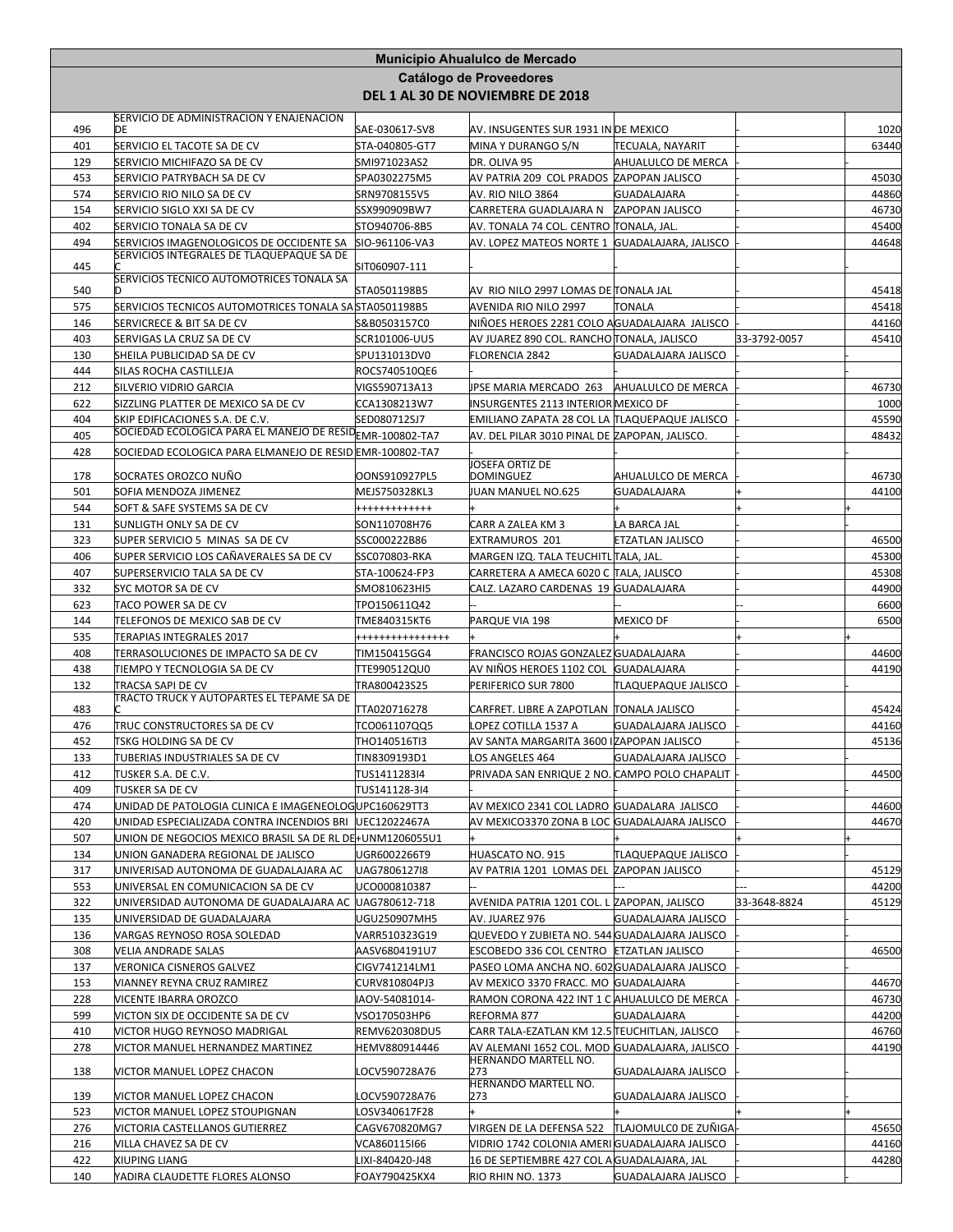| Municipio Ahualulco de Mercado | | | | | | |
|---|---|---|---|---|---|---|
| Catálogo de Proveedores | | | | | | |
| DEL 1 AL 30 DE NOVIEMBRE DE 2018 | | | | | | |
| 496 | SERVICIO DE ADMINISTRACION Y ENAJENACION DE | SAE-030617-SV8 | AV. INSUGENTES SUR 1931 IN | DE MEXICO | - | 1020 |
| 401 | SERVICIO EL TACOTE SA DE CV | STA-040805-GT7 | MINA Y DURANGO S/N | TECUALA, NAYARIT | - | 63440 |
| 129 | SERVICIO MICHIFAZO SA DE CV | SMI971023AS2 | DR. OLIVA 95 | AHUALULCO DE MERCA | - | - |
| 453 | SERVICIO PATRYBACH SA DE CV | SPA0302275M5 | AV PATRIA 209 COL PRADOS | ZAPOPAN JALISCO | - | 45030 |
| 574 | SERVICIO RIO NILO SA DE CV | SRN9708155V5 | AV. RIO NILO 3864 | GUADALAJARA | - | 44860 |
| 154 | SERVICIO SIGLO XXI SA DE CV | SSX990909BW7 | CARRETERA GUADLAJARA N | ZAPOPAN JALISCO | - | 46730 |
| 402 | SERVICIO TONALA SA DE CV | STO940706-8B5 | AV. TONALA 74 COL. CENTRO | TONALA, JAL. | - | 45400 |
| 494 | SERVICIOS IMAGENOLOGICOS DE OCCIDENTE SA | SIO-961106-VA3 | AV. LOPEZ MATEOS NORTE 1 | GUADALAJARA, JALISCO | - | 44648 |
| 445 | SERVICIOS INTEGRALES DE TLAQUEPAQUE SA DE C | SIT060907-111 | - | - | - | |
| 540 | SERVICIOS TECNICO AUTOMOTRICES TONALA SA D | STA0501198B5 | AV RIO NILO 2997 LOMAS DE | TONALA JAL | - | 45418 |
| 575 | SERVICIOS TECNICOS AUTOMOTRICES TONALA SA | STA0501198B5 | AVENIDA RIO NILO 2997 | TONALA | - | 45418 |
| 146 | SERVICRECE & BIT SA DE CV | S&B0503157C0 | NIÑOES HEROES 2281 COLO A | GUADALAJARA JALISCO | - | 44160 |
| 403 | SERVIGAS LA CRUZ SA DE CV | SCR101006-UU5 | AV JUAREZ 890 COL. RANCHO | TONALA, JALISCO | 33-3792-0057 | 45410 |
| 130 | SHEILA PUBLICIDAD SA DE CV | SPU131013DV0 | FLORENCIA 2842 | GUADALAJARA JALISCO | - | - |
| 444 | SILAS ROCHA CASTILLEJA | ROCS740510QE6 | - | - | - | |
| 212 | SILVERIO VIDRIO GARCIA | VIGS590713A13 | JPSE MARIA MERCADO 263 | AHUALULCO DE MERCA | - | 46730 |
| 622 | SIZZLING PLATTER DE MEXICO SA DE CV | CCA1308213W7 | INSURGENTES 2113 INTERIOR | MEXICO DF | - | 1000 |
| 404 | SKIP EDIFICACIONES S.A. DE C.V. | SED080712SJ7 | EMILIANO ZAPATA 28 COL LA | TLAQUEPAQUE JALISCO | - | 45590 |
| 405 | SOCIEDAD ECOLOGICA PARA EL MANEJO DE RESID | EMR-100802-TA7 | AV. DEL PILAR 3010 PINAL DE | ZAPOPAN, JALISCO. | - | 48432 |
| 428 | SOCIEDAD ECOLOGICA PARA ELMANEJO DE RESID | EMR-100802-TA7 | - | - | - | |
| 178 | SOCRATES OROZCO NUÑO | OONS910927PL5 | JOSEFA ORTIZ DE DOMINGUEZ | AHUALULCO DE MERCA | - | 46730 |
| 501 | SOFIA MENDOZA JIMENEZ | MEJS750328KL3 | JUAN MANUEL NO.625 | GUADALAJARA | + | 44100 |
| 544 | SOFT & SAFE SYSTEMS SA DE CV | +++++++++++++ | + | + | + | + |
| 131 | SUNLIGTH ONLY SA DE CV | SON110708H76 | CARR A ZALEA KM 3 | LA BARCA JAL | - | |
| 323 | SUPER SERVICIO 5 MINAS SA DE CV | SSC000222B86 | EXTRAMUROS 201 | ETZATLAN JALISCO | - | 46500 |
| 406 | SUPER SERVICIO LOS CAÑAVERALES SA DE CV | SSC070803-RKA | MARGEN IZQ. TALA TEUCHITL | TALA, JAL. | - | 45300 |
| 407 | SUPERSERVICIO TALA SA DE CV | STA-100624-FP3 | CARRETERA A AMECA 6020 C | TALA, JALISCO | - | 45308 |
| 332 | SYC MOTOR SA DE CV | SMO810623HI5 | CALZ. LAZARO CARDENAS 19 | GUADALAJARA | - | 44900 |
| 623 | TACO POWER SA DE CV | TPO150611Q42 | -- | -- | -- | 6600 |
| 144 | TELEFONOS DE MEXICO SAB DE CV | TME840315KT6 | PARQUE VIA 198 | MEXICO DF | - | 6500 |
| 535 | TERAPIAS INTEGRALES 2017 | +++++++++++++++ | + | + | + | + |
| 408 | TERRASOLUCIONES DE IMPACTO SA DE CV | TIM150415GG4 | FRANCISCO ROJAS GONZALEZ | GUADALAJARA | - | 44600 |
| 438 | TIEMPO Y TECNOLOGIA SA DE CV | TTE990512QU0 | AV NIÑOS HEROES 1102 COL | GUADALAJARA | - | 44190 |
| 132 | TRACSA SAPI DE CV | TRA800423S25 | PERIFERICO SUR 7800 | TLAQUEPAQUE JALISCO | - | - |
| 483 | TRACTO TRUCK Y AUTOPARTES EL TEPAME SA DE C | TTA020716278 | CARFRET. LIBRE A ZAPOTLAN | TONALA JALISCO | - | 45424 |
| 476 | TRUC CONSTRUCTORES SA DE CV | TCO061107QQ5 | LOPEZ COTILLA 1537 A | GUADALAJARA JALISCO | - | 44160 |
| 452 | TSKG HOLDING SA DE CV | THO140516TI3 | AV SANTA MARGARITA 3600 I | ZAPOPAN JALISCO | - | 45136 |
| 133 | TUBERIAS INDUSTRIALES SA DE CV | TIN8309193D1 | LOS ANGELES 464 | GUADALAJARA JALISCO | - | - |
| 412 | TUSKER S.A. DE C.V. | TUS141128314 | PRIVADA SAN ENRIQUE 2 NO. | CAMPO POLO CHAPALIT | - | 44500 |
| 409 | TUSKER SA DE CV | TUS141128-3I4 | - | - | - | - |
| 474 | UNIDAD DE PATOLOGIA CLINICA E IMAGENEOLOG | UPC160629TT3 | AV MEXICO 2341 COL LADRO | GUADALARA JALISCO | - | 44600 |
| 420 | UNIDAD ESPECIALIZADA CONTRA INCENDIOS BRI | UEC12022467A | AV MEXICO3370 ZONA B LOC | GUADALAJARA JALISCO | - | 44670 |
| 507 | UNION DE NEGOCIOS MEXICO BRASIL SA DE RL DE | +UNM1206055U1 | + | + | + | + |
| 134 | UNION GANADERA REGIONAL DE JALISCO | UGR6002266T9 | HUASCATO NO. 915 | TLAQUEPAQUE JALISCO | - | - |
| 317 | UNIVERSAD AUTONOMA DE GUADALAJARA AC | UAG7806127I8 | AV PATRIA 1201 LOMAS DEL | ZAPOPAN JALISCO | - | 45129 |
| 553 | UNIVERSAL EN COMUNICACION SA DE CV | UCO000810387 | -- | -- | --- | 44200 |
| 322 | UNIVERSIDAD AUTONOMA DE GUADALAJARA AC | UAG780612-718 | AVENIDA PATRIA 1201 COL. L | ZAPOPAN, JALISCO | 33-3648-8824 | 45129 |
| 135 | UNIVERSIDAD DE GUADALAJARA | UGU250907MH5 | AV. JUAREZ 976 | GUADALAJARA JALISCO | - | - |
| 136 | VARGAS REYNOSO ROSA SOLEDAD | VARR510323G19 | QUEVEDO Y ZUBIETA NO. 544 | GUADALAJARA JALISCO | - | - |
| 308 | VELIA ANDRADE SALAS | AASV6804191U7 | ESCOBEDO 336 COL CENTRO | ETZATLAN JALISCO | - | 46500 |
| 137 | VERONICA CISNEROS GALVEZ | CIGV741214LM1 | PASEO LOMA ANCHA NO. 602 | GUADALAJARA JALISCO | - | - |
| 153 | VIANNEY REYNA CRUZ RAMIREZ | CURV810804PJ3 | AV MEXICO 3370 FRACC. MO | GUADALAJARA | - | 44670 |
| 228 | VICENTE IBARRA OROZCO | IAOV-54081014- | RAMON CORONA 422 INT 1 C | AHUALULCO DE MERCA | - | 46730 |
| 599 | VICTON SIX DE OCCIDENTE SA DE CV | VSO170503HP6 | REFORMA 877 | GUADALAJARA | - | 44200 |
| 410 | VICTOR HUGO REYNOSO MADRIGAL | REMV620308DU5 | CARR TALA-EZATLAN KM 12.5 | TEUCHITLAN, JALISCO | - | 46760 |
| 278 | VICTOR MANUEL HERNANDEZ MARTINEZ | HEMV880914446 | AV ALEMANI 1652 COL. MOD | GUADALAJARA, JALISCO | - | 44190 |
| 138 | VICTOR MANUEL LOPEZ CHACON | LOCV590728A76 | HERNANDO MARTELL NO. 273 | GUADALAJARA JALISCO | - | - |
| 139 | VICTOR MANUEL LOPEZ CHACON | LOCV590728A76 | HERNANDO MARTELL NO. 273 | GUADALAJARA JALISCO | - | - |
| 523 | VICTOR MANUEL LOPEZ STOUPIGNAN | LOSV340617F28 | + | + | + | + |
| 276 | VICTORIA CASTELLANOS GUTIERREZ | CAGV670820MG7 | VIRGEN DE LA DEFENSA 522 | TLAJOMULC0 DE ZUÑIGA | - | 45650 |
| 216 | VILLA CHAVEZ SA DE CV | VCA860115I66 | VIDRIO 1742 COLONIA AMERI | GUADALAJARA JALISCO | - | 44160 |
| 422 | XIUPING LIANG | LIXI-840420-J48 | 16 DE SEPTIEMBRE 427 COL A | GUADALAJARA, JAL | - | 44280 |
| 140 | YADIRA CLAUDETTE FLORES ALONSO | FOAY790425KX4 | RIO RHIN NO. 1373 | GUADALAJARA JALISCO | - | - |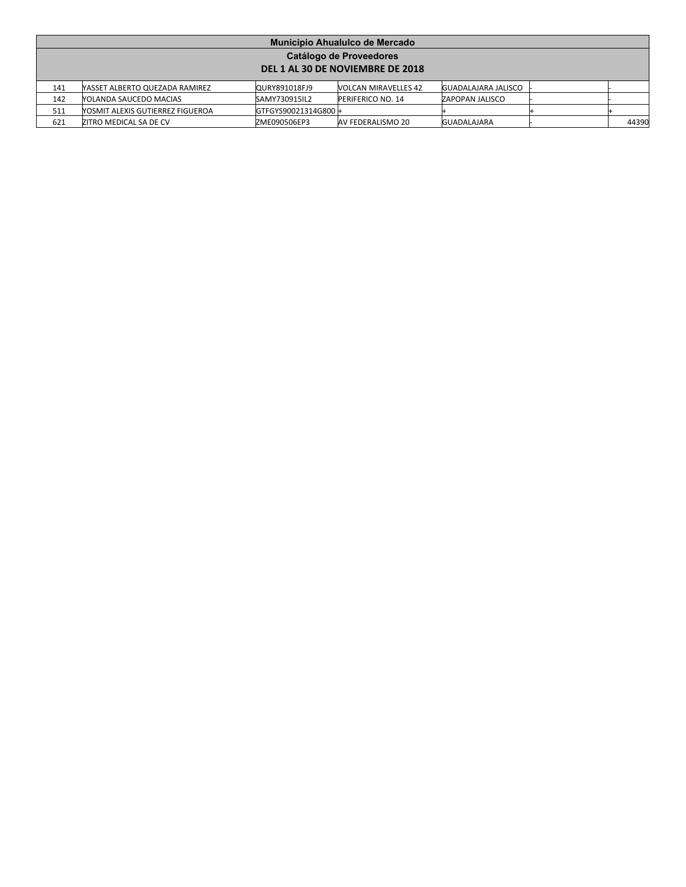| Municipio Ahualulco de Mercado | | | | | | | |
|---|---|---|---|---|---|---|---|
| Catálogo de Proveedores DEL 1 AL 30 DE NOVIEMBRE DE 2018 | | | | | | | |
| 141 | YASSET ALBERTO QUEZADA RAMIREZ | QURY891018FJ9 | VOLCAN MIRAVELLES 42 | GUADALAJARA JALISCO | - | | - |
| 142 | YOLANDA SAUCEDO MACIAS | SAMY730915IL2 | PERIFERICO NO. 14 | ZAPOPAN JALISCO | - | | - |
| 511 | YOSMIT ALEXIS GUTIERREZ FIGUEROA | GTFGYS90021314G800 | + | + | + | | + |
| 621 | ZITRO MEDICAL SA DE CV | ZME090506EP3 | AV FEDERALISMO 20 | GUADALAJARA | - | | 44390 |